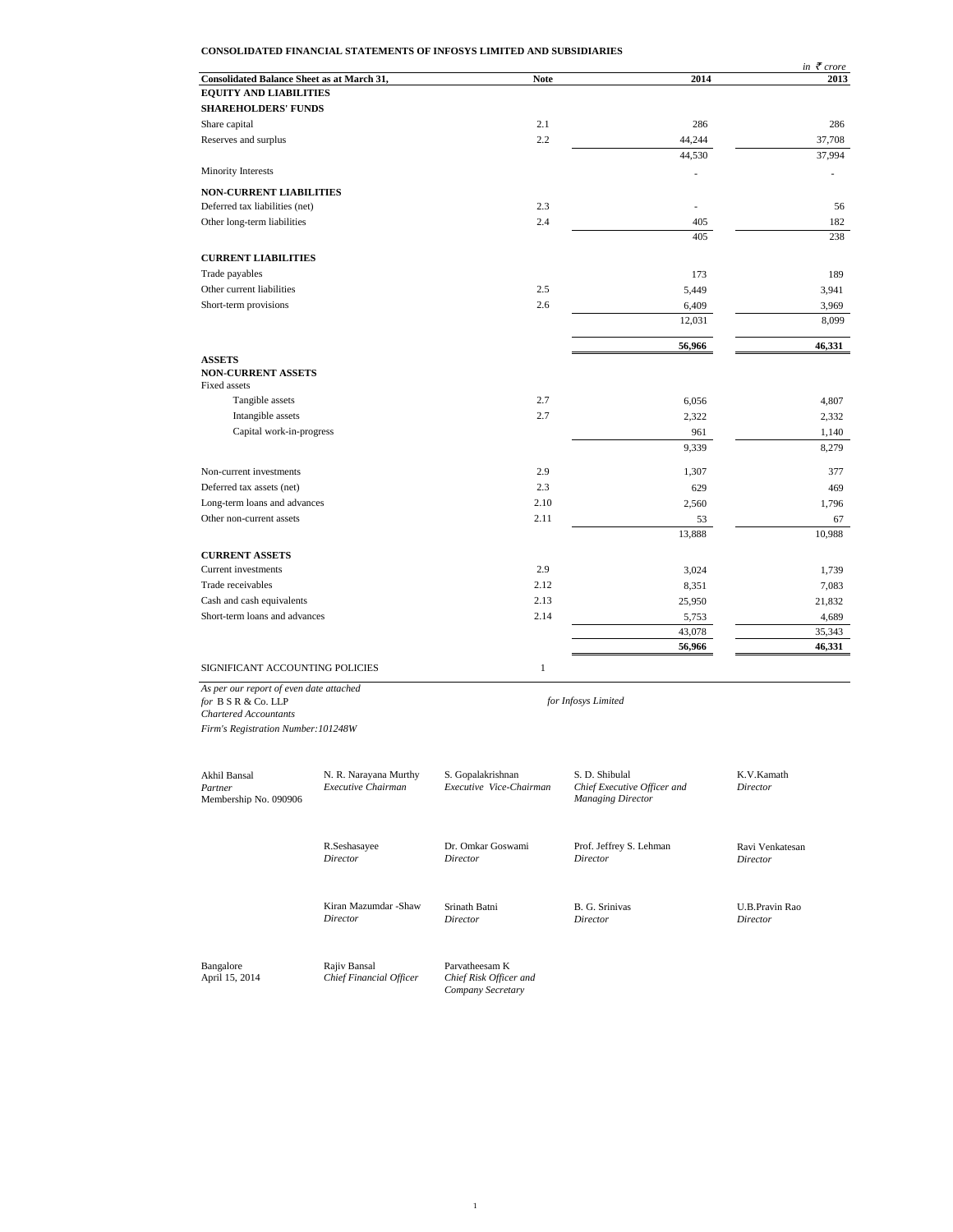**CONSOLIDATED FINANCIAL STATEMENTS OF INFOSYS LIMITED AND SUBSIDIARIES**

*in ₹ crore*

| Consolidated Balance Sheet as at March 31, | Note | 2014 | 2013 |
|---|---|---|---|
| **EQUITY AND LIABILITIES** | | | |
| **SHAREHOLDERS' FUNDS** | | | |
| Share capital | 2.1 | 286 | 286 |
| Reserves and surplus | 2.2 | 44,244 | 37,708 |
| | | 44,530 | 37,994 |
| Minority Interests | | - | - |
| **NON-CURRENT LIABILITIES** | | | |
| Deferred tax liabilities (net) | 2.3 | - | 56 |
| Other long-term liabilities | 2.4 | 405 | 182 |
| | | 405 | 238 |
| **CURRENT LIABILITIES** | | | |
| Trade payables | | 173 | 189 |
| Other current liabilities | 2.5 | 5,449 | 3,941 |
| Short-term provisions | 2.6 | 6,409 | 3,969 |
| | | 12,031 | 8,099 |
| | | **56,966** | **46,331** |
| **ASSETS** | | | |
| **NON-CURRENT ASSETS** | | | |
| Fixed assets | | | |
| Tangible assets | 2.7 | 6,056 | 4,807 |
| Intangible assets | 2.7 | 2,322 | 2,332 |
| Capital work-in-progress | | 961 | 1,140 |
| | | 9,339 | 8,279 |
| Non-current investments | 2.9 | 1,307 | 377 |
| Deferred tax assets (net) | 2.3 | 629 | 469 |
| Long-term loans and advances | 2.10 | 2,560 | 1,796 |
| Other non-current assets | 2.11 | 53 | 67 |
| | | 13,888 | 10,988 |
| **CURRENT ASSETS** | | | |
| Current investments | 2.9 | 3,024 | 1,739 |
| Trade receivables | 2.12 | 8,351 | 7,083 |
| Cash and cash equivalents | 2.13 | 25,950 | 21,832 |
| Short-term loans and advances | 2.14 | 5,753 | 4,689 |
| | | 43,078 | 35,343 |
| | | **56,966** | **46,331** |
| SIGNIFICANT ACCOUNTING POLICIES | 1 | | |

*As per our report of even date attached*
*for* B S R & Co. LLP
*Chartered Accountants*
*Firm's Registration Number:101248W*

*for Infosys Limited*

| | | | | |
|---|---|---|---|---|
| Akhil Bansal<br>*Partner*<br>Membership No. 090906 | N. R. Narayana Murthy<br>*Executive Chairman* | S. Gopalakrishnan<br>*Executive Vice-Chairman* | S. D. Shibulal<br>*Chief Executive Officer and Managing Director* | K.V.Kamath<br>*Director* |
| | R.Seshasayee<br>*Director* | Dr. Omkar Goswami<br>*Director* | Prof. Jeffrey S. Lehman<br>*Director* | Ravi Venkatesan<br>*Director* |
| | Kiran Mazumdar -Shaw<br>*Director* | Srinath Batni<br>*Director* | B. G. Srinivas<br>*Director* | U.B.Pravin Rao<br>*Director* |
| Bangalore<br>April 15, 2014 | Rajiv Bansal<br>*Chief Financial Officer* | Parvatheesam K<br>*Chief Risk Officer and Company Secretary* | | |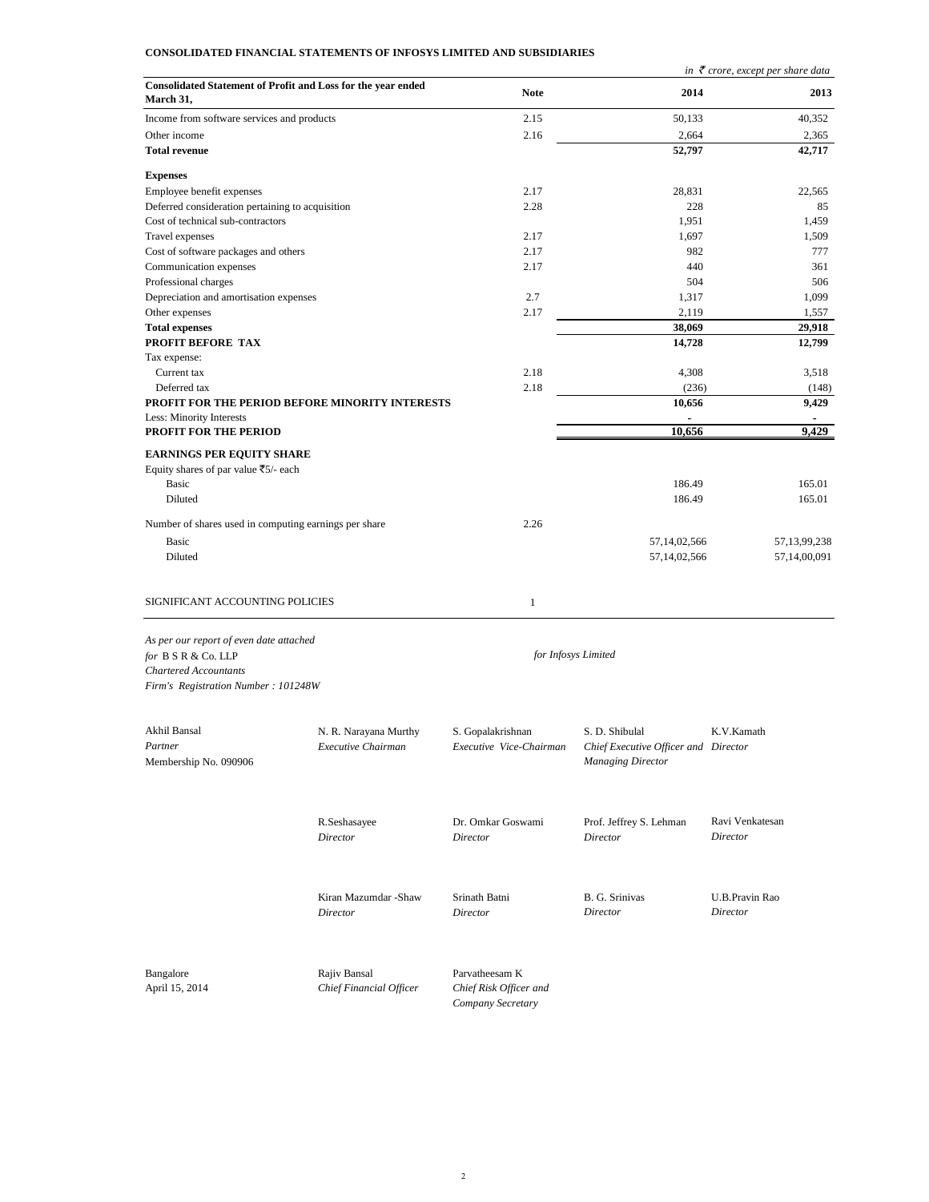**CONSOLIDATED FINANCIAL STATEMENTS OF INFOSYS LIMITED AND SUBSIDIARIES**

*in ₹ crore, except per share data*

| Consolidated Statement of Profit and Loss for the year ended March 31, | Note | 2014 | 2013 |
|---|---|---|---|
| Income from software services and products | 2.15 | 50,133 | 40,352 |
| Other income | 2.16 | 2,664 | 2,365 |
| **Total revenue** | | **52,797** | **42,717** |
| **Expenses** | | | |
| Employee benefit expenses | 2.17 | 28,831 | 22,565 |
| Deferred consideration pertaining to acquisition | 2.28 | 228 | 85 |
| Cost of technical sub-contractors | | 1,951 | 1,459 |
| Travel expenses | 2.17 | 1,697 | 1,509 |
| Cost of software packages and others | 2.17 | 982 | 777 |
| Communication expenses | 2.17 | 440 | 361 |
| Professional charges | | 504 | 506 |
| Depreciation and amortisation expenses | 2.7 | 1,317 | 1,099 |
| Other expenses | 2.17 | 2,119 | 1,557 |
| **Total expenses** | | **38,069** | **29,918** |
| **PROFIT BEFORE TAX** | | **14,728** | **12,799** |
| Tax expense: | | | |
| Current tax | 2.18 | 4,308 | 3,518 |
| Deferred tax | 2.18 | (236) | (148) |
| **PROFIT FOR THE PERIOD BEFORE MINORITY INTERESTS** | | **10,656** | **9,429** |
| Less: Minority Interests | | - | - |
| **PROFIT FOR THE PERIOD** | | **10,656** | **9,429** |
| **EARNINGS PER EQUITY SHARE** | | | |
| Equity shares of par value ₹5/- each | | | |
| Basic | | 186.49 | 165.01 |
| Diluted | | 186.49 | 165.01 |
| Number of shares used in computing earnings per share | 2.26 | | |
| Basic | | 57,14,02,566 | 57,13,99,238 |
| Diluted | | 57,14,02,566 | 57,14,00,091 |
| SIGNIFICANT ACCOUNTING POLICIES | 1 | | |

*As per our report of even date attached*
*for* B S R & Co. LLP
*Chartered Accountants*
*Firm's Registration Number : 101248W*

*for Infosys Limited*

Akhil Bansal
*Partner*
Membership No. 090906

N. R. Narayana Murthy
*Executive Chairman*

S. Gopalakrishnan
*Executive Vice-Chairman*

S. D. Shibulal
*Chief Executive Officer and Managing Director*

K.V.Kamath
*Director*

R.Seshasayee
*Director*

Dr. Omkar Goswami
*Director*

Prof. Jeffrey S. Lehman
*Director*

Ravi Venkatesan
*Director*

Kiran Mazumdar -Shaw
*Director*

Srinath Batni
*Director*

B. G. Srinivas
*Director*

U.B.Pravin Rao
*Director*

Bangalore
April 15, 2014

Rajiv Bansal
*Chief Financial Officer*

Parvatheesam K
*Chief Risk Officer and Company Secretary*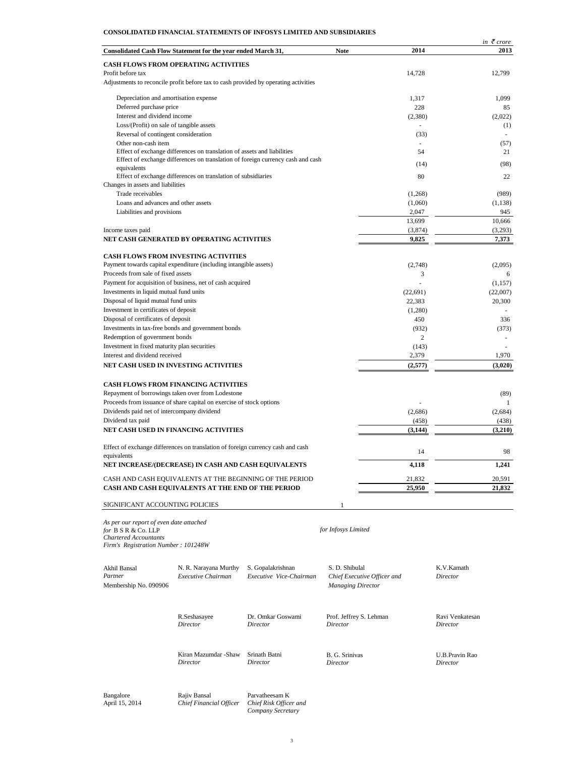**CONSOLIDATED FINANCIAL STATEMENTS OF INFOSYS LIMITED AND SUBSIDIARIES**

*in ₹ crore*

| Consolidated Cash Flow Statement for the year ended March 31, | Note | 2014 | 2013 |
|---|---|---|---|
| **CASH FLOWS FROM OPERATING ACTIVITIES** | | | |
| Profit before tax | | 14,728 | 12,799 |
| Adjustments to reconcile profit before tax to cash provided by operating activities | | | |
| Depreciation and amortisation expense | | 1,317 | 1,099 |
| Deferred purchase price | | 228 | 85 |
| Interest and dividend income | | (2,380) | (2,022) |
| Loss/(Profit) on sale of tangible assets | | - | (1) |
| Reversal of contingent consideration | | (33) | - |
| Other non-cash item | | - | (57) |
| Effect of exchange differences on translation of assets and liabilities | | 54 | 21 |
| Effect of exchange differences on translation of foreign currency cash and cash equivalents | | (14) | (98) |
| Effect of exchange differences on translation of subsidiaries | | 80 | 22 |
| Changes in assets and liabilities | | | |
| Trade receivables | | (1,268) | (989) |
| Loans and advances and other assets | | (1,060) | (1,138) |
| Liabilities and provisions | | 2,047 | 945 |
| | | 13,699 | 10,666 |
| Income taxes paid | | (3,874) | (3,293) |
| **NET CASH GENERATED BY OPERATING ACTIVITIES** | | **9,825** | **7,373** |
| **CASH FLOWS FROM INVESTING ACTIVITIES** | | | |
| Payment towards capital expenditure (including intangible assets) | | (2,748) | (2,095) |
| Proceeds from sale of fixed assets | | 3 | 6 |
| Payment for acquisition of business, net of cash acquired | | - | (1,157) |
| Investments in liquid mutual fund units | | (22,691) | (22,007) |
| Disposal of liquid mutual fund units | | 22,383 | 20,300 |
| Investment in certificates of deposit | | (1,280) | - |
| Disposal of certificates of deposit | | 450 | 336 |
| Investments in tax-free bonds and government bonds | | (932) | (373) |
| Redemption of government bonds | | 2 | - |
| Investment in fixed maturity plan securities | | (143) | - |
| Interest and dividend received | | 2,379 | 1,970 |
| **NET CASH USED IN INVESTING ACTIVITIES** | | **(2,577)** | **(3,020)** |
| **CASH FLOWS FROM FINANCING ACTIVITIES** | | | |
| Repayment of borrowings taken over from Lodestone | | | (89) |
| Proceeds from issuance of share capital on exercise of stock options | | - | 1 |
| Dividends paid net of intercompany dividend | | (2,686) | (2,684) |
| Dividend tax paid | | (458) | (438) |
| **NET CASH USED IN FINANCING ACTIVITIES** | | **(3,144)** | **(3,210)** |
| Effect of exchange differences on translation of foreign currency cash and cash equivalents | | 14 | 98 |
| **NET INCREASE/(DECREASE) IN CASH AND CASH EQUIVALENTS** | | **4,118** | **1,241** |
| CASH AND CASH EQUIVALENTS AT THE BEGINNING OF THE PERIOD | | 21,832 | 20,591 |
| **CASH AND CASH EQUIVALENTS AT THE END OF THE PERIOD** | | **25,950** | **21,832** |
| SIGNIFICANT ACCOUNTING POLICIES | 1 | | |

*As per our report of even date attached*
*for* B S R & Co. LLP
*Chartered Accountants*
*Firm's Registration Number : 101248W*

*for Infosys Limited*

Akhil Bansal
*Partner*
Membership No. 090906

N. R. Narayana Murthy
*Executive Chairman*

S. Gopalakrishnan
*Executive Vice-Chairman*

S. D. Shibulal
*Chief Executive Officer and Managing Director*

K.V.Kamath
*Director*

R.Seshasayee
*Director*

Dr. Omkar Goswami
*Director*

Prof. Jeffrey S. Lehman
*Director*

Ravi Venkatesan
*Director*

Kiran Mazumdar -Shaw
*Director*

Srinath Batni
*Director*

B. G. Srinivas
*Director*

U.B.Pravin Rao
*Director*

Bangalore
April 15, 2014

Rajiv Bansal
*Chief Financial Officer*

Parvatheesam K
*Chief Risk Officer and Company Secretary*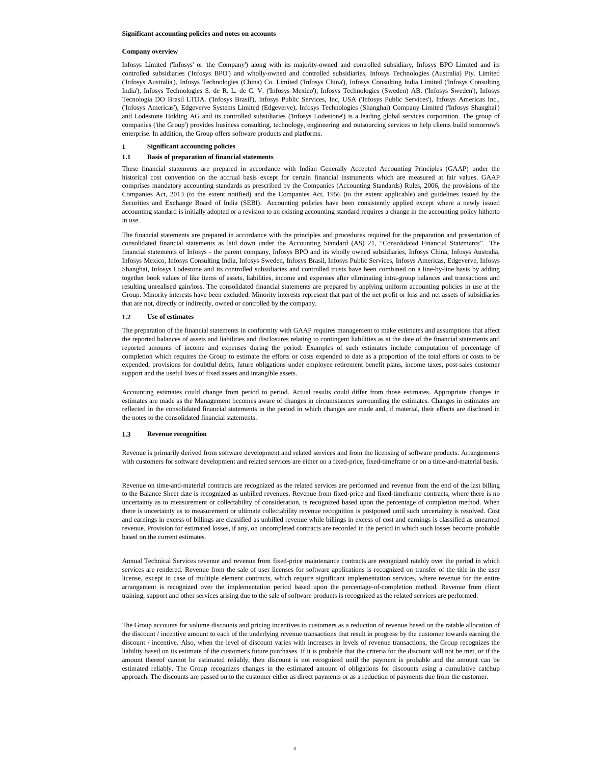**Significant accounting policies and notes on accounts**

**Company overview**

Infosys Limited ('Infosys' or 'the Company') along with its majority-owned and controlled subsidiary, Infosys BPO Limited and its controlled subsidiaries ('Infosys BPO') and wholly-owned and controlled subsidiaries, Infosys Technologies (Australia) Pty. Limited ('Infosys Australia'), Infosys Technologies (China) Co. Limited ('Infosys China'), Infosys Consulting India Limited ('Infosys Consulting India'), Infosys Technologies S. de R. L. de C. V. ('Infosys Mexico'), Infosys Technologies (Sweden) AB. ('Infosys Sweden'), Infosys Tecnologia DO Brasil LTDA. ('Infosys Brasil'), Infosys Public Services, Inc, USA ('Infosys Public Services'), Infosys Americas Inc., ('Infosys Americas'), Edgeverve Systems Limited (Edgeverve), Infosys Technologies (Shanghai) Company Limited ('Infosys Shanghai') and Lodestone Holding AG and its controlled subsidiaries ('Infosys Lodestone') is a leading global services corporation. The group of companies ('the Group') provides business consulting, technology, engineering and outsourcing services to help clients build tomorrow's enterprise. In addition, the Group offers software products and platforms.

## 1 Significant accounting policies

### 1.1 Basis of preparation of financial statements

These financial statements are prepared in accordance with Indian Generally Accepted Accounting Principles (GAAP) under the historical cost convention on the accrual basis except for certain financial instruments which are measured at fair values. GAAP comprises mandatory accounting standards as prescribed by the Companies (Accounting Standards) Rules, 2006, the provisions of the Companies Act, 2013 (to the extent notified) and the Companies Act, 1956 (to the extent applicable) and guidelines issued by the Securities and Exchange Board of India (SEBI). Accounting policies have been consistently applied except where a newly issued accounting standard is initially adopted or a revision to an existing accounting standard requires a change in the accounting policy hitherto in use.

The financial statements are prepared in accordance with the principles and procedures required for the preparation and presentation of consolidated financial statements as laid down under the Accounting Standard (AS) 21, "Consolidated Financial Statements". The financial statements of Infosys - the parent company, Infosys BPO and its wholly owned subsidiaries, Infosys China, Infosys Australia, Infosys Mexico, Infosys Consulting India, Infosys Sweden, Infosys Brasil, Infosys Public Services, Infosys Americas, Edgeverve, Infosys Shanghai, Infosys Lodestone and its controlled subsidiaries and controlled trusts have been combined on a line-by-line basis by adding together book values of like items of assets, liabilities, income and expenses after eliminating intra-group balances and transactions and resulting unrealised gain/loss. The consolidated financial statements are prepared by applying uniform accounting policies in use at the Group. Minority interests have been excluded. Minority interests represent that part of the net profit or loss and net assets of subsidiaries that are not, directly or indirectly, owned or controlled by the company.

### 1.2 Use of estimates

The preparation of the financial statements in conformity with GAAP requires management to make estimates and assumptions that affect the reported balances of assets and liabilities and disclosures relating to contingent liabilities as at the date of the financial statements and reported amounts of income and expenses during the period. Examples of such estimates include computation of percentage of completion which requires the Group to estimate the efforts or costs expended to date as a proportion of the total efforts or costs to be expended, provisions for doubtful debts, future obligations under employee retirement benefit plans, income taxes, post-sales customer support and the useful lives of fixed assets and intangible assets.

Accounting estimates could change from period to period. Actual results could differ from those estimates. Appropriate changes in estimates are made as the Management becomes aware of changes in circumstances surrounding the estimates. Changes in estimates are reflected in the consolidated financial statements in the period in which changes are made and, if material, their effects are disclosed in the notes to the consolidated financial statements.

### 1.3 Revenue recognition

Revenue is primarily derived from software development and related services and from the licensing of software products. Arrangements with customers for software development and related services are either on a fixed-price, fixed-timeframe or on a time-and-material basis.

Revenue on time-and-material contracts are recognized as the related services are performed and revenue from the end of the last billing to the Balance Sheet date is recognized as unbilled revenues. Revenue from fixed-price and fixed-timeframe contracts, where there is no uncertainty as to measurement or collectability of consideration, is recognized based upon the percentage of completion method. When there is uncertainty as to measurement or ultimate collectability revenue recognition is postponed until such uncertainty is resolved. Cost and earnings in excess of billings are classified as unbilled revenue while billings in excess of cost and earnings is classified as unearned revenue. Provision for estimated losses, if any, on uncompleted contracts are recorded in the period in which such losses become probable based on the current estimates.

Annual Technical Services revenue and revenue from fixed-price maintenance contracts are recognized ratably over the period in which services are rendered. Revenue from the sale of user licenses for software applications is recognized on transfer of the title in the user license, except in case of multiple element contracts, which require significant implementation services, where revenue for the entire arrangement is recognized over the implementation period based upon the percentage-of-completion method. Revenue from client training, support and other services arising due to the sale of software products is recognized as the related services are performed.

The Group accounts for volume discounts and pricing incentives to customers as a reduction of revenue based on the ratable allocation of the discount / incentive amount to each of the underlying revenue transactions that result in progress by the customer towards earning the discount / incentive. Also, when the level of discount varies with increases in levels of revenue transactions, the Group recognizes the liability based on its estimate of the customer's future purchases. If it is probable that the criteria for the discount will not be met, or if the amount thereof cannot be estimated reliably, then discount is not recognized until the payment is probable and the amount can be estimated reliably. The Group recognizes changes in the estimated amount of obligations for discounts using a cumulative catchup approach. The discounts are passed on to the customer either as direct payments or as a reduction of payments due from the customer.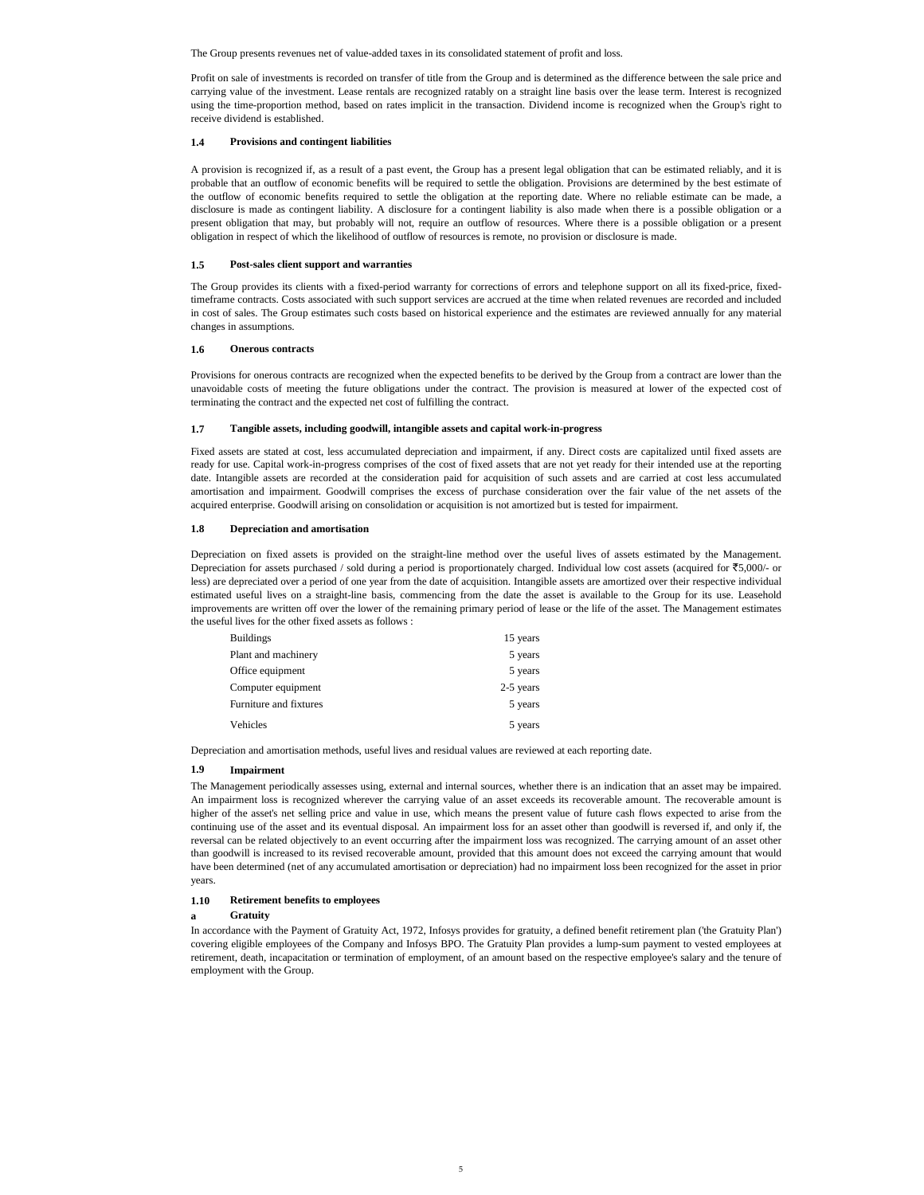The Group presents revenues net of value-added taxes in its consolidated statement of profit and loss.

Profit on sale of investments is recorded on transfer of title from the Group and is determined as the difference between the sale price and carrying value of the investment. Lease rentals are recognized ratably on a straight line basis over the lease term. Interest is recognized using the time-proportion method, based on rates implicit in the transaction. Dividend income is recognized when the Group's right to receive dividend is established.

### 1.4 Provisions and contingent liabilities

A provision is recognized if, as a result of a past event, the Group has a present legal obligation that can be estimated reliably, and it is probable that an outflow of economic benefits will be required to settle the obligation. Provisions are determined by the best estimate of the outflow of economic benefits required to settle the obligation at the reporting date. Where no reliable estimate can be made, a disclosure is made as contingent liability. A disclosure for a contingent liability is also made when there is a possible obligation or a present obligation that may, but probably will not, require an outflow of resources. Where there is a possible obligation or a present obligation in respect of which the likelihood of outflow of resources is remote, no provision or disclosure is made.

### 1.5 Post-sales client support and warranties

The Group provides its clients with a fixed-period warranty for corrections of errors and telephone support on all its fixed-price, fixed-timeframe contracts. Costs associated with such support services are accrued at the time when related revenues are recorded and included in cost of sales. The Group estimates such costs based on historical experience and the estimates are reviewed annually for any material changes in assumptions.

### 1.6 Onerous contracts

Provisions for onerous contracts are recognized when the expected benefits to be derived by the Group from a contract are lower than the unavoidable costs of meeting the future obligations under the contract. The provision is measured at lower of the expected cost of terminating the contract and the expected net cost of fulfilling the contract.

### 1.7 Tangible assets, including goodwill, intangible assets and capital work-in-progress

Fixed assets are stated at cost, less accumulated depreciation and impairment, if any. Direct costs are capitalized until fixed assets are ready for use. Capital work-in-progress comprises of the cost of fixed assets that are not yet ready for their intended use at the reporting date. Intangible assets are recorded at the consideration paid for acquisition of such assets and are carried at cost less accumulated amortisation and impairment. Goodwill comprises the excess of purchase consideration over the fair value of the net assets of the acquired enterprise. Goodwill arising on consolidation or acquisition is not amortized but is tested for impairment.

### 1.8 Depreciation and amortisation

Depreciation on fixed assets is provided on the straight-line method over the useful lives of assets estimated by the Management. Depreciation for assets purchased / sold during a period is proportionately charged. Individual low cost assets (acquired for ₹5,000/- or less) are depreciated over a period of one year from the date of acquisition. Intangible assets are amortized over their respective individual estimated useful lives on a straight-line basis, commencing from the date the asset is available to the Group for its use. Leasehold improvements are written off over the lower of the remaining primary period of lease or the life of the asset. The Management estimates the useful lives for the other fixed assets as follows :

| | |
|---|---|
| Buildings | 15 years |
| Plant and machinery | 5 years |
| Office equipment | 5 years |
| Computer equipment | 2-5 years |
| Furniture and fixtures | 5 years |
| Vehicles | 5 years |

Depreciation and amortisation methods, useful lives and residual values are reviewed at each reporting date.

### 1.9 Impairment

The Management periodically assesses using, external and internal sources, whether there is an indication that an asset may be impaired. An impairment loss is recognized wherever the carrying value of an asset exceeds its recoverable amount. The recoverable amount is higher of the asset's net selling price and value in use, which means the present value of future cash flows expected to arise from the continuing use of the asset and its eventual disposal. An impairment loss for an asset other than goodwill is reversed if, and only if, the reversal can be related objectively to an event occurring after the impairment loss was recognized. The carrying amount of an asset other than goodwill is increased to its revised recoverable amount, provided that this amount does not exceed the carrying amount that would have been determined (net of any accumulated amortisation or depreciation) had no impairment loss been recognized for the asset in prior years.

### 1.10 Retirement benefits to employees

#### a Gratuity

In accordance with the Payment of Gratuity Act, 1972, Infosys provides for gratuity, a defined benefit retirement plan ('the Gratuity Plan') covering eligible employees of the Company and Infosys BPO. The Gratuity Plan provides a lump-sum payment to vested employees at retirement, death, incapacitation or termination of employment, of an amount based on the respective employee's salary and the tenure of employment with the Group.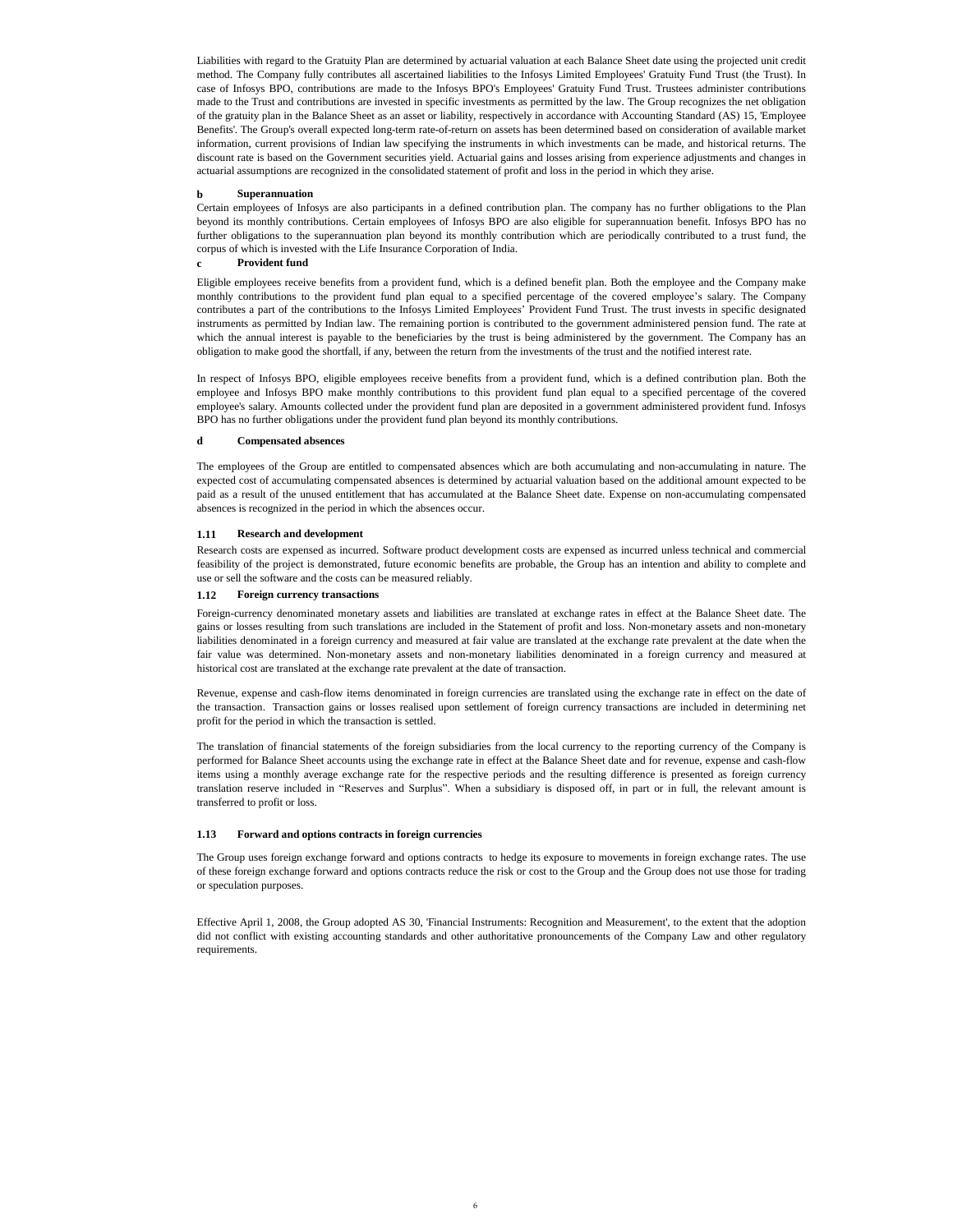Liabilities with regard to the Gratuity Plan are determined by actuarial valuation at each Balance Sheet date using the projected unit credit method. The Company fully contributes all ascertained liabilities to the Infosys Limited Employees' Gratuity Fund Trust (the Trust). In case of Infosys BPO, contributions are made to the Infosys BPO's Employees' Gratuity Fund Trust. Trustees administer contributions made to the Trust and contributions are invested in specific investments as permitted by the law. The Group recognizes the net obligation of the gratuity plan in the Balance Sheet as an asset or liability, respectively in accordance with Accounting Standard (AS) 15, 'Employee Benefits'. The Group's overall expected long-term rate-of-return on assets has been determined based on consideration of available market information, current provisions of Indian law specifying the instruments in which investments can be made, and historical returns. The discount rate is based on the Government securities yield. Actuarial gains and losses arising from experience adjustments and changes in actuarial assumptions are recognized in the consolidated statement of profit and loss in the period in which they arise.

**b Superannuation**

Certain employees of Infosys are also participants in a defined contribution plan. The company has no further obligations to the Plan beyond its monthly contributions. Certain employees of Infosys BPO are also eligible for superannuation benefit. Infosys BPO has no further obligations to the superannuation plan beyond its monthly contribution which are periodically contributed to a trust fund, the corpus of which is invested with the Life Insurance Corporation of India.

**c Provident fund**

Eligible employees receive benefits from a provident fund, which is a defined benefit plan. Both the employee and the Company make monthly contributions to the provident fund plan equal to a specified percentage of the covered employee's salary. The Company contributes a part of the contributions to the Infosys Limited Employees' Provident Fund Trust. The trust invests in specific designated instruments as permitted by Indian law. The remaining portion is contributed to the government administered pension fund. The rate at which the annual interest is payable to the beneficiaries by the trust is being administered by the government. The Company has an obligation to make good the shortfall, if any, between the return from the investments of the trust and the notified interest rate.

In respect of Infosys BPO, eligible employees receive benefits from a provident fund, which is a defined contribution plan. Both the employee and Infosys BPO make monthly contributions to this provident fund plan equal to a specified percentage of the covered employee's salary. Amounts collected under the provident fund plan are deposited in a government administered provident fund. Infosys BPO has no further obligations under the provident fund plan beyond its monthly contributions.

**d Compensated absences**

The employees of the Group are entitled to compensated absences which are both accumulating and non-accumulating in nature. The expected cost of accumulating compensated absences is determined by actuarial valuation based on the additional amount expected to be paid as a result of the unused entitlement that has accumulated at the Balance Sheet date. Expense on non-accumulating compensated absences is recognized in the period in which the absences occur.

### 1.11 Research and development

Research costs are expensed as incurred. Software product development costs are expensed as incurred unless technical and commercial feasibility of the project is demonstrated, future economic benefits are probable, the Group has an intention and ability to complete and use or sell the software and the costs can be measured reliably.

### 1.12 Foreign currency transactions

Foreign-currency denominated monetary assets and liabilities are translated at exchange rates in effect at the Balance Sheet date. The gains or losses resulting from such translations are included in the Statement of profit and loss. Non-monetary assets and non-monetary liabilities denominated in a foreign currency and measured at fair value are translated at the exchange rate prevalent at the date when the fair value was determined. Non-monetary assets and non-monetary liabilities denominated in a foreign currency and measured at historical cost are translated at the exchange rate prevalent at the date of transaction.

Revenue, expense and cash-flow items denominated in foreign currencies are translated using the exchange rate in effect on the date of the transaction. Transaction gains or losses realised upon settlement of foreign currency transactions are included in determining net profit for the period in which the transaction is settled.

The translation of financial statements of the foreign subsidiaries from the local currency to the reporting currency of the Company is performed for Balance Sheet accounts using the exchange rate in effect at the Balance Sheet date and for revenue, expense and cash-flow items using a monthly average exchange rate for the respective periods and the resulting difference is presented as foreign currency translation reserve included in "Reserves and Surplus". When a subsidiary is disposed off, in part or in full, the relevant amount is transferred to profit or loss.

### 1.13 Forward and options contracts in foreign currencies

The Group uses foreign exchange forward and options contracts to hedge its exposure to movements in foreign exchange rates. The use of these foreign exchange forward and options contracts reduce the risk or cost to the Group and the Group does not use those for trading or speculation purposes.

Effective April 1, 2008, the Group adopted AS 30, 'Financial Instruments: Recognition and Measurement', to the extent that the adoption did not conflict with existing accounting standards and other authoritative pronouncements of the Company Law and other regulatory requirements.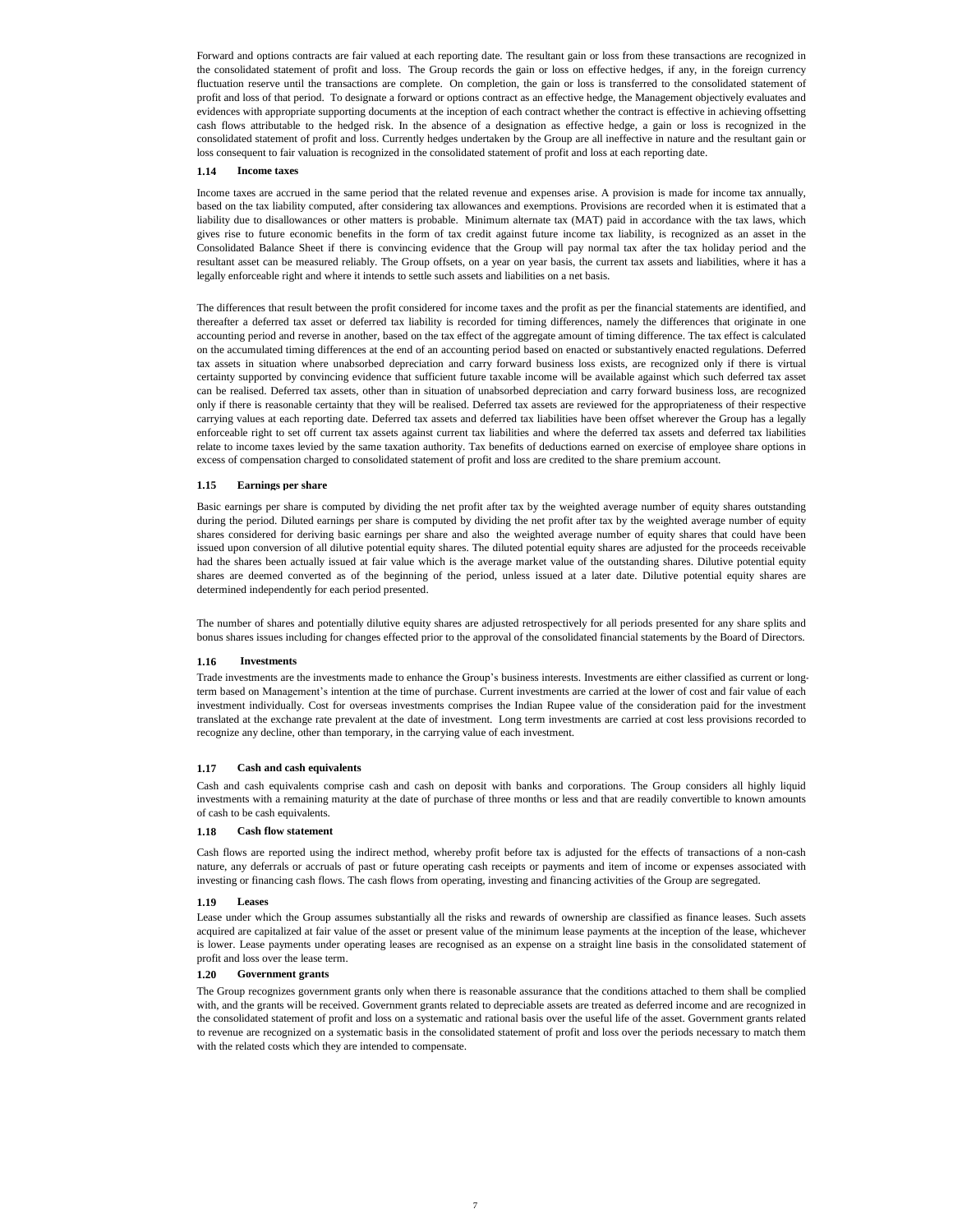Forward and options contracts are fair valued at each reporting date. The resultant gain or loss from these transactions are recognized in the consolidated statement of profit and loss. The Group records the gain or loss on effective hedges, if any, in the foreign currency fluctuation reserve until the transactions are complete. On completion, the gain or loss is transferred to the consolidated statement of profit and loss of that period. To designate a forward or options contract as an effective hedge, the Management objectively evaluates and evidences with appropriate supporting documents at the inception of each contract whether the contract is effective in achieving offsetting cash flows attributable to the hedged risk. In the absence of a designation as effective hedge, a gain or loss is recognized in the consolidated statement of profit and loss. Currently hedges undertaken by the Group are all ineffective in nature and the resultant gain or loss consequent to fair valuation is recognized in the consolidated statement of profit and loss at each reporting date.

### 1.14 Income taxes

Income taxes are accrued in the same period that the related revenue and expenses arise. A provision is made for income tax annually, based on the tax liability computed, after considering tax allowances and exemptions. Provisions are recorded when it is estimated that a liability due to disallowances or other matters is probable. Minimum alternate tax (MAT) paid in accordance with the tax laws, which gives rise to future economic benefits in the form of tax credit against future income tax liability, is recognized as an asset in the Consolidated Balance Sheet if there is convincing evidence that the Group will pay normal tax after the tax holiday period and the resultant asset can be measured reliably. The Group offsets, on a year on year basis, the current tax assets and liabilities, where it has a legally enforceable right and where it intends to settle such assets and liabilities on a net basis.

The differences that result between the profit considered for income taxes and the profit as per the financial statements are identified, and thereafter a deferred tax asset or deferred tax liability is recorded for timing differences, namely the differences that originate in one accounting period and reverse in another, based on the tax effect of the aggregate amount of timing difference. The tax effect is calculated on the accumulated timing differences at the end of an accounting period based on enacted or substantively enacted regulations. Deferred tax assets in situation where unabsorbed depreciation and carry forward business loss exists, are recognized only if there is virtual certainty supported by convincing evidence that sufficient future taxable income will be available against which such deferred tax asset can be realised. Deferred tax assets, other than in situation of unabsorbed depreciation and carry forward business loss, are recognized only if there is reasonable certainty that they will be realised. Deferred tax assets are reviewed for the appropriateness of their respective carrying values at each reporting date. Deferred tax assets and deferred tax liabilities have been offset wherever the Group has a legally enforceable right to set off current tax assets against current tax liabilities and where the deferred tax assets and deferred tax liabilities relate to income taxes levied by the same taxation authority. Tax benefits of deductions earned on exercise of employee share options in excess of compensation charged to consolidated statement of profit and loss are credited to the share premium account.

### 1.15 Earnings per share

Basic earnings per share is computed by dividing the net profit after tax by the weighted average number of equity shares outstanding during the period. Diluted earnings per share is computed by dividing the net profit after tax by the weighted average number of equity shares considered for deriving basic earnings per share and also the weighted average number of equity shares that could have been issued upon conversion of all dilutive potential equity shares. The diluted potential equity shares are adjusted for the proceeds receivable had the shares been actually issued at fair value which is the average market value of the outstanding shares. Dilutive potential equity shares are deemed converted as of the beginning of the period, unless issued at a later date. Dilutive potential equity shares are determined independently for each period presented.

The number of shares and potentially dilutive equity shares are adjusted retrospectively for all periods presented for any share splits and bonus shares issues including for changes effected prior to the approval of the consolidated financial statements by the Board of Directors.

### 1.16 Investments

Trade investments are the investments made to enhance the Group's business interests. Investments are either classified as current or long-term based on Management's intention at the time of purchase. Current investments are carried at the lower of cost and fair value of each investment individually. Cost for overseas investments comprises the Indian Rupee value of the consideration paid for the investment translated at the exchange rate prevalent at the date of investment. Long term investments are carried at cost less provisions recorded to recognize any decline, other than temporary, in the carrying value of each investment.

### 1.17 Cash and cash equivalents

Cash and cash equivalents comprise cash and cash on deposit with banks and corporations. The Group considers all highly liquid investments with a remaining maturity at the date of purchase of three months or less and that are readily convertible to known amounts of cash to be cash equivalents.

### 1.18 Cash flow statement

Cash flows are reported using the indirect method, whereby profit before tax is adjusted for the effects of transactions of a non-cash nature, any deferrals or accruals of past or future operating cash receipts or payments and item of income or expenses associated with investing or financing cash flows. The cash flows from operating, investing and financing activities of the Group are segregated.

### 1.19 Leases

Lease under which the Group assumes substantially all the risks and rewards of ownership are classified as finance leases. Such assets acquired are capitalized at fair value of the asset or present value of the minimum lease payments at the inception of the lease, whichever is lower. Lease payments under operating leases are recognised as an expense on a straight line basis in the consolidated statement of profit and loss over the lease term.

### 1.20 Government grants

The Group recognizes government grants only when there is reasonable assurance that the conditions attached to them shall be complied with, and the grants will be received. Government grants related to depreciable assets are treated as deferred income and are recognized in the consolidated statement of profit and loss on a systematic and rational basis over the useful life of the asset. Government grants related to revenue are recognized on a systematic basis in the consolidated statement of profit and loss over the periods necessary to match them with the related costs which they are intended to compensate.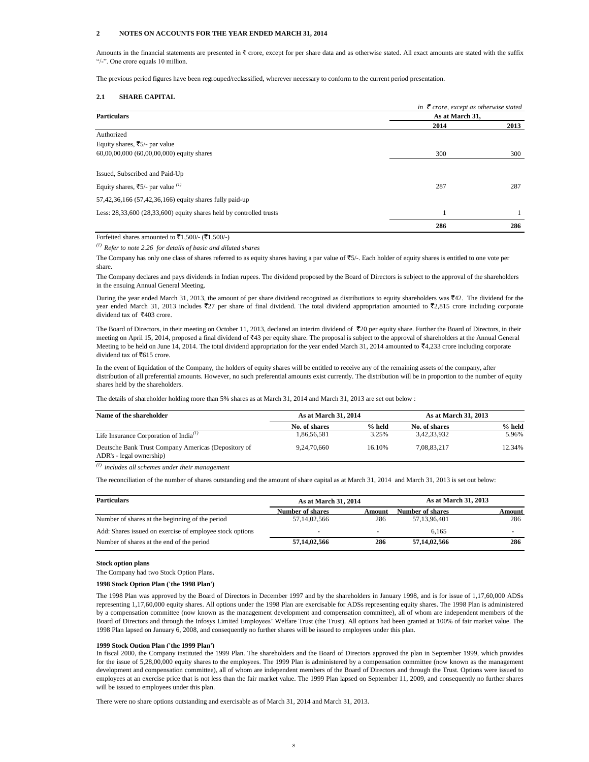## 2 NOTES ON ACCOUNTS FOR THE YEAR ENDED MARCH 31, 2014

Amounts in the financial statements are presented in ₹ crore, except for per share data and as otherwise stated. All exact amounts are stated with the suffix "/-". One crore equals 10 million.

The previous period figures have been regrouped/reclassified, wherever necessary to conform to the current period presentation.

### 2.1 SHARE CAPITAL

*in ₹ crore, except as otherwise stated*

| Particulars | As at March 31, | |
|---|---|---|
| | 2014 | 2013 |
| Authorized | | |
| Equity shares, ₹5/- par value | | |
| 60,00,00,000 (60,00,00,000) equity shares | 300 | 300 |
| Issued, Subscribed and Paid-Up | | |
| Equity shares, ₹5/- par value [(1)] | 287 | 287 |
| 57,42,36,166 (57,42,36,166) equity shares fully paid-up | | |
| Less: 28,33,600 (28,33,600) equity shares held by controlled trusts | 1 | 1 |
| | **286** | **286** |

Forfeited shares amounted to ₹1,500/- (₹1,500/-)

[(1)] *Refer to note 2.26 for details of basic and diluted shares*

The Company has only one class of shares referred to as equity shares having a par value of ₹5/-. Each holder of equity shares is entitled to one vote per share.

The Company declares and pays dividends in Indian rupees. The dividend proposed by the Board of Directors is subject to the approval of the shareholders in the ensuing Annual General Meeting.

During the year ended March 31, 2013, the amount of per share dividend recognized as distributions to equity shareholders was ₹42. The dividend for the year ended March 31, 2013 includes ₹27 per share of final dividend. The total dividend appropriation amounted to ₹2,815 crore including corporate dividend tax of ₹403 crore.

The Board of Directors, in their meeting on October 11, 2013, declared an interim dividend of ₹20 per equity share. Further the Board of Directors, in their meeting on April 15, 2014, proposed a final dividend of ₹43 per equity share. The proposal is subject to the approval of shareholders at the Annual General Meeting to be held on June 14, 2014. The total dividend appropriation for the year ended March 31, 2014 amounted to ₹4,233 crore including corporate dividend tax of ₹615 crore.

In the event of liquidation of the Company, the holders of equity shares will be entitled to receive any of the remaining assets of the company, after distribution of all preferential amounts. However, no such preferential amounts exist currently. The distribution will be in proportion to the number of equity shares held by the shareholders.

The details of shareholder holding more than 5% shares as at March 31, 2014 and March 31, 2013 are set out below :

| Name of the shareholder | As at March 31, 2014 | | As at March 31, 2013 | |
|---|---|---|---|---|
| | No. of shares | % held | No. of shares | % held |
| Life Insurance Corporation of India[(1)] | 1,86,56,581 | 3.25% | 3,42,33,932 | 5.96% |
| Deutsche Bank Trust Company Americas (Depository of ADR's - legal ownership) | 9,24,70,660 | 16.10% | 7,08,83,217 | 12.34% |

[(1)] *includes all schemes under their management*

The reconciliation of the number of shares outstanding and the amount of share capital as at March 31, 2014 and March 31, 2013 is set out below:

| Particulars | As at March 31, 2014 | | As at March 31, 2013 | |
|---|---|---|---|---|
| | Number of shares | Amount | Number of shares | Amount |
| Number of shares at the beginning of the period | 57,14,02,566 | 286 | 57,13,96,401 | 286 |
| Add: Shares issued on exercise of employee stock options | - | - | 6,165 | - |
| Number of shares at the end of the period | **57,14,02,566** | **286** | **57,14,02,566** | **286** |

**Stock option plans**

The Company had two Stock Option Plans.

**1998 Stock Option Plan ('the 1998 Plan')**

The 1998 Plan was approved by the Board of Directors in December 1997 and by the shareholders in January 1998, and is for issue of 1,17,60,000 ADSs representing 1,17,60,000 equity shares. All options under the 1998 Plan are exercisable for ADSs representing equity shares. The 1998 Plan is administered by a compensation committee (now known as the management development and compensation committee), all of whom are independent members of the Board of Directors and through the Infosys Limited Employees' Welfare Trust (the Trust). All options had been granted at 100% of fair market value. The 1998 Plan lapsed on January 6, 2008, and consequently no further shares will be issued to employees under this plan.

**1999 Stock Option Plan ('the 1999 Plan')**

In fiscal 2000, the Company instituted the 1999 Plan. The shareholders and the Board of Directors approved the plan in September 1999, which provides for the issue of 5,28,00,000 equity shares to the employees. The 1999 Plan is administered by a compensation committee (now known as the management development and compensation committee), all of whom are independent members of the Board of Directors and through the Trust. Options were issued to employees at an exercise price that is not less than the fair market value. The 1999 Plan lapsed on September 11, 2009, and consequently no further shares will be issued to employees under this plan.

There were no share options outstanding and exercisable as of March 31, 2014 and March 31, 2013.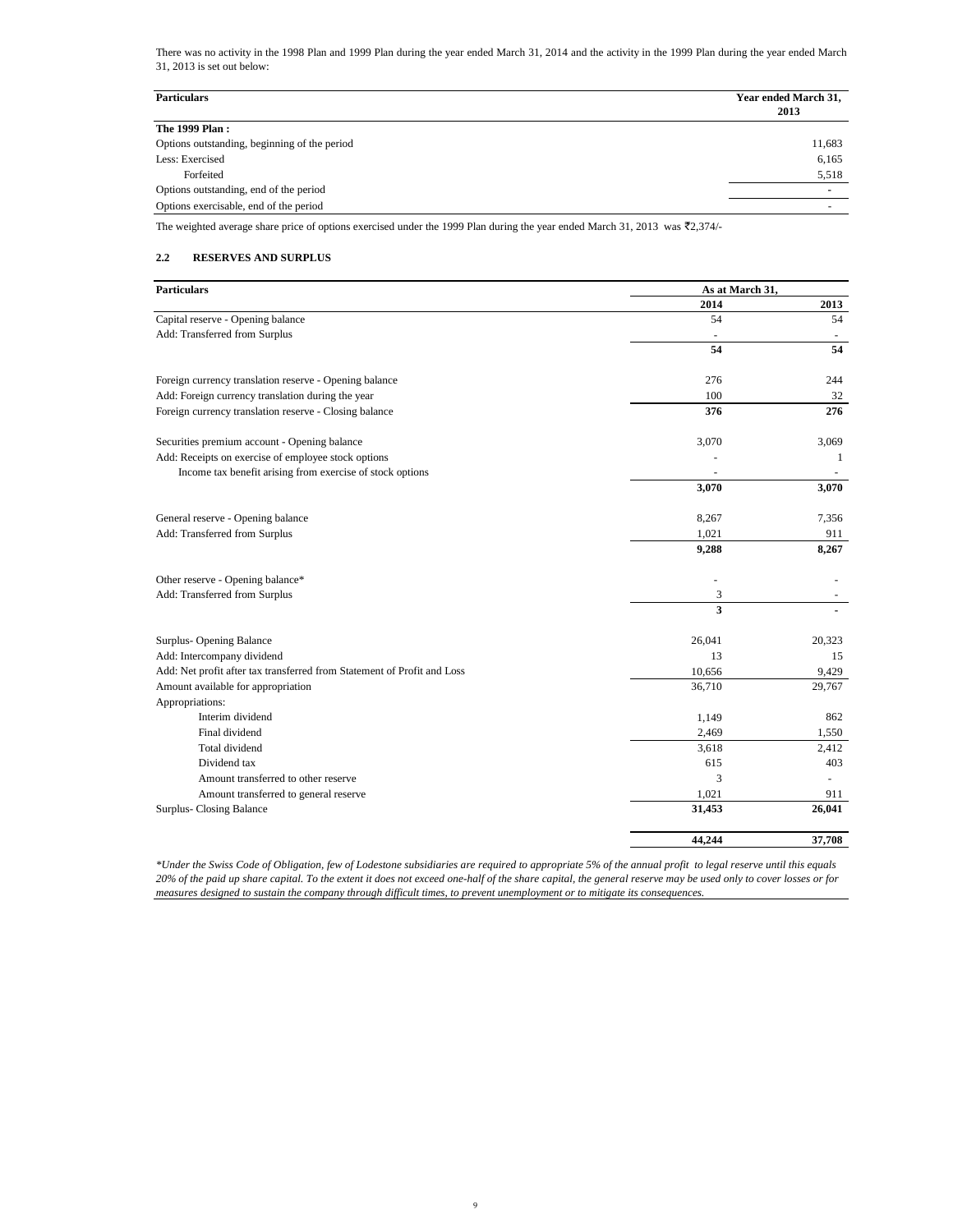There was no activity in the 1998 Plan and 1999 Plan during the year ended March 31, 2014 and the activity in the 1999 Plan during the year ended March 31, 2013 is set out below:

| Particulars | Year ended March 31, 2013 |
|---|---|
| **The 1999 Plan :** | |
| Options outstanding, beginning of the period | 11,683 |
| Less: Exercised | 6,165 |
| Forfeited | 5,518 |
| Options outstanding, end of the period | - |
| Options exercisable, end of the period | - |

The weighted average share price of options exercised under the 1999 Plan during the year ended March 31, 2013 was ₹2,374/-

## 2.2 RESERVES AND SURPLUS

| Particulars | As at March 31, | |
|---|---|---|
| | 2014 | 2013 |
| Capital reserve - Opening balance | 54 | 54 |
| Add: Transferred from Surplus | - | - |
| | **54** | **54** |
| Foreign currency translation reserve - Opening balance | 276 | 244 |
| Add: Foreign currency translation during the year | 100 | 32 |
| Foreign currency translation reserve - Closing balance | **376** | **276** |
| Securities premium account - Opening balance | 3,070 | 3,069 |
| Add: Receipts on exercise of employee stock options | - | 1 |
| Income tax benefit arising from exercise of stock options | - | - |
| | **3,070** | **3,070** |
| General reserve - Opening balance | 8,267 | 7,356 |
| Add: Transferred from Surplus | 1,021 | 911 |
| | **9,288** | **8,267** |
| Other reserve - Opening balance* | - | - |
| Add: Transferred from Surplus | 3 | - |
| | **3** | - |
| Surplus- Opening Balance | 26,041 | 20,323 |
| Add: Intercompany dividend | 13 | 15 |
| Add: Net profit after tax transferred from Statement of Profit and Loss | 10,656 | 9,429 |
| Amount available for appropriation | 36,710 | 29,767 |
| Appropriations: | | |
| Interim dividend | 1,149 | 862 |
| Final dividend | 2,469 | 1,550 |
| Total dividend | 3,618 | 2,412 |
| Dividend tax | 615 | 403 |
| Amount transferred to other reserve | 3 | - |
| Amount transferred to general reserve | 1,021 | 911 |
| Surplus- Closing Balance | **31,453** | **26,041** |
| | **44,244** | **37,708** |

*\*Under the Swiss Code of Obligation, few of Lodestone subsidiaries are required to appropriate 5% of the annual profit to legal reserve until this equals 20% of the paid up share capital. To the extent it does not exceed one-half of the share capital, the general reserve may be used only to cover losses or for measures designed to sustain the company through difficult times, to prevent unemployment or to mitigate its consequences.*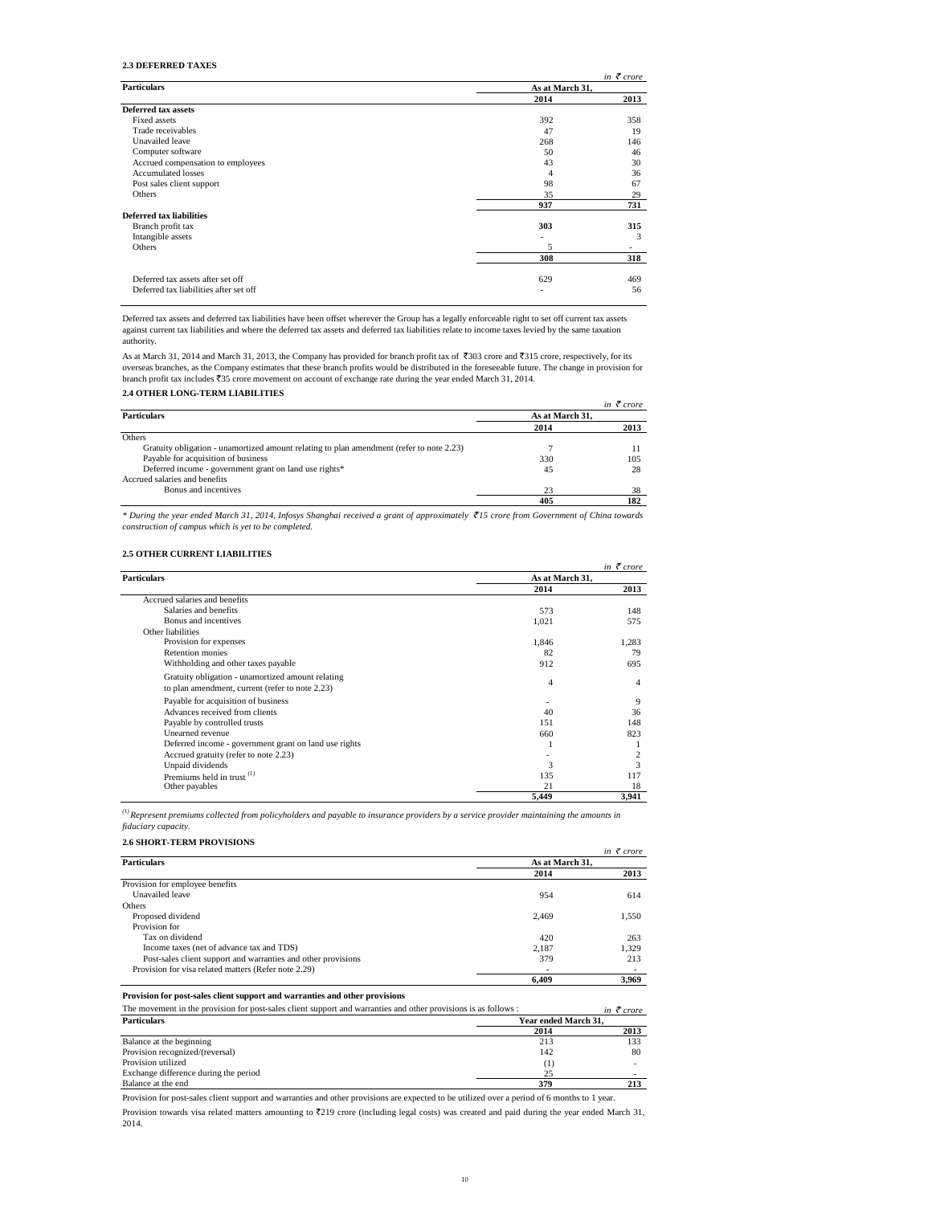### 2.3 DEFERRED TAXES

*in ₹ crore*

| Particulars | As at March 31, | |
|---|---|---|
| | 2014 | 2013 |
| **Deferred tax assets** | | |
| Fixed assets | 392 | 358 |
| Trade receivables | 47 | 19 |
| Unavailed leave | 268 | 146 |
| Computer software | 50 | 46 |
| Accrued compensation to employees | 43 | 30 |
| Accumulated losses | 4 | 36 |
| Post sales client support | 98 | 67 |
| Others | 35 | 29 |
| | **937** | **731** |
| **Deferred tax liabilities** | | |
| Branch profit tax | **303** | **315** |
| Intangible assets | - | 3 |
| Others | 5 | - |
| | **308** | **318** |
| Deferred tax assets after set off | 629 | 469 |
| Deferred tax liabilities after set off | - | 56 |

Deferred tax assets and deferred tax liabilities have been offset wherever the Group has a legally enforceable right to set off current tax assets against current tax liabilities and where the deferred tax assets and deferred tax liabilities relate to income taxes levied by the same taxation authority.

As at March 31, 2014 and March 31, 2013, the Company has provided for branch profit tax of ₹303 crore and ₹315 crore, respectively, for its overseas branches, as the Company estimates that these branch profits would be distributed in the foreseeable future. The change in provision for branch profit tax includes ₹35 crore movement on account of exchange rate during the year ended March 31, 2014.

### 2.4 OTHER LONG-TERM LIABILITIES

*in ₹ crore*

| Particulars | As at March 31, | |
|---|---|---|
| | 2014 | 2013 |
| Others | | |
| Gratuity obligation - unamortized amount relating to plan amendment (refer to note 2.23) | 7 | 11 |
| Payable for acquisition of business | 330 | 105 |
| Deferred income - government grant on land use rights* | 45 | 28 |
| Accrued salaries and benefits | | |
| Bonus and incentives | 23 | 38 |
| | **405** | **182** |

*\* During the year ended March 31, 2014, Infosys Shanghai received a grant of approximately ₹15 crore from Government of China towards construction of campus which is yet to be completed.*

### 2.5 OTHER CURRENT LIABILITIES

*in ₹ crore*

| Particulars | As at March 31, | |
|---|---|---|
| | 2014 | 2013 |
| Accrued salaries and benefits | | |
| Salaries and benefits | 573 | 148 |
| Bonus and incentives | 1,021 | 575 |
| Other liabilities | | |
| Provision for expenses | 1,846 | 1,283 |
| Retention monies | 82 | 79 |
| Withholding and other taxes payable | 912 | 695 |
| Gratuity obligation - unamortized amount relating to plan amendment, current (refer to note 2.23) | 4 | 4 |
| Payable for acquisition of business | - | 9 |
| Advances received from clients | 40 | 36 |
| Payable by controlled trusts | 151 | 148 |
| Unearned revenue | 660 | 823 |
| Deferred income - government grant on land use rights | 1 | 1 |
| Accrued gratuity (refer to note 2.23) | - | 2 |
| Unpaid dividends | 3 | 3 |
| Premiums held in trust [(1)] | 135 | 117 |
| Other payables | 21 | 18 |
| | **5,449** | **3,941** |

*[(1)] Represent premiums collected from policyholders and payable to insurance providers by a service provider maintaining the amounts in fiduciary capacity.*

### 2.6 SHORT-TERM PROVISIONS

*in ₹ crore*

| Particulars | As at March 31, | |
|---|---|---|
| | 2014 | 2013 |
| Provision for employee benefits | | |
| Unavailed leave | 954 | 614 |
| Others | | |
| Proposed dividend | 2,469 | 1,550 |
| Provision for | | |
| Tax on dividend | 420 | 263 |
| Income taxes (net of advance tax and TDS) | 2,187 | 1,329 |
| Post-sales client support and warranties and other provisions | 379 | 213 |
| Provision for visa related matters (Refer note 2.29) | - | - |
| | **6,409** | **3,969** |

**Provision for post-sales client support and warranties and other provisions**

The movement in the provision for post-sales client support and warranties and other provisions is as follows :

*in ₹ crore*

| Particulars | Year ended March 31, | |
|---|---|---|
| | 2014 | 2013 |
| Balance at the beginning | 213 | 133 |
| Provision recognized/(reversal) | 142 | 80 |
| Provision utilized | (1) | - |
| Exchange difference during the period | 25 | - |
| Balance at the end | **379** | **213** |

Provision for post-sales client support and warranties and other provisions are expected to be utilized over a period of 6 months to 1 year.

Provision towards visa related matters amounting to ₹219 crore (including legal costs) was created and paid during the year ended March 31, 2014.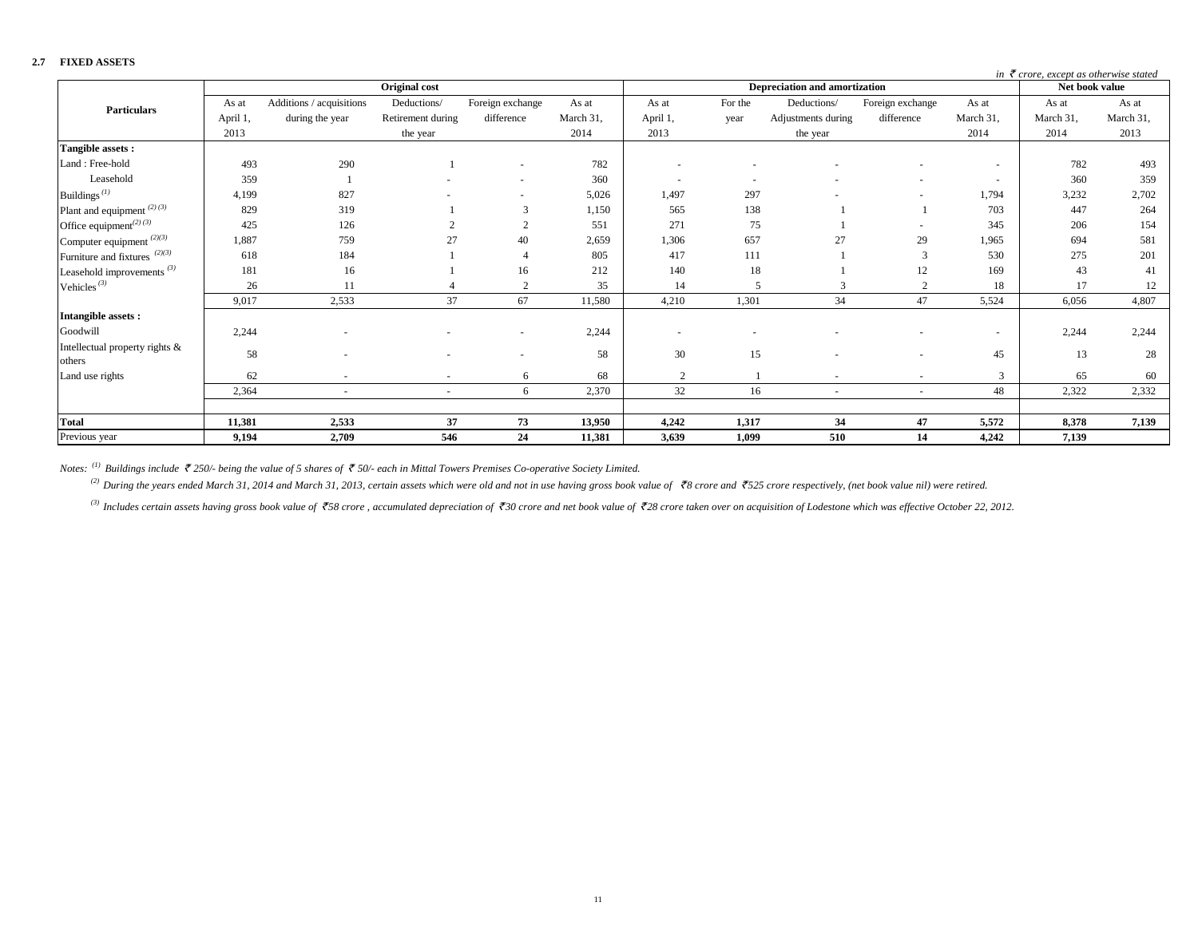### 2.7 FIXED ASSETS

*in ₹ crore, except as otherwise stated*

| Particulars | Original cost | | | | | Depreciation and amortization | | | | | Net book value | |
|---|---|---|---|---|---|---|---|---|---|---|---|---|
| | As at April 1, 2013 | Additions / acquisitions during the year | Deductions/ Retirement during the year | Foreign exchange difference | As at March 31, 2014 | As at April 1, 2013 | For the year | Deductions/ Adjustments during the year | Foreign exchange difference | As at March 31, 2014 | As at March 31, 2014 | As at March 31, 2013 |
| **Tangible assets :** | | | | | | | | | | | | |
| Land : Free-hold | 493 | 290 | 1 | - | 782 | - | - | - | - | - | 782 | 493 |
| Leasehold | 359 | 1 | - | - | 360 | - | - | - | - | - | 360 | 359 |
| Buildings [1] | 4,199 | 827 | - | - | 5,026 | 1,497 | 297 | - | - | 1,794 | 3,232 | 2,702 |
| Plant and equipment [2] [3] | 829 | 319 | 1 | 3 | 1,150 | 565 | 138 | 1 | 1 | 703 | 447 | 264 |
| Office equipment [2] [3] | 425 | 126 | 2 | 2 | 551 | 271 | 75 | 1 | - | 345 | 206 | 154 |
| Computer equipment [2][3] | 1,887 | 759 | 27 | 40 | 2,659 | 1,306 | 657 | 27 | 29 | 1,965 | 694 | 581 |
| Furniture and fixtures [2][3] | 618 | 184 | 1 | 4 | 805 | 417 | 111 | 1 | 3 | 530 | 275 | 201 |
| Leasehold improvements [3] | 181 | 16 | 1 | 16 | 212 | 140 | 18 | 1 | 12 | 169 | 43 | 41 |
| Vehicles [3] | 26 | 11 | 4 | 2 | 35 | 14 | 5 | 3 | 2 | 18 | 17 | 12 |
| | 9,017 | 2,533 | 37 | 67 | 11,580 | 4,210 | 1,301 | 34 | 47 | 5,524 | 6,056 | 4,807 |
| **Intangible assets :** | | | | | | | | | | | | |
| Goodwill | 2,244 | - | - | - | 2,244 | - | - | - | - | - | 2,244 | 2,244 |
| Intellectual property rights & others | 58 | - | - | - | 58 | 30 | 15 | - | - | 45 | 13 | 28 |
| Land use rights | 62 | - | - | 6 | 68 | 2 | 1 | - | - | 3 | 65 | 60 |
| | 2,364 | - | - | 6 | 2,370 | 32 | 16 | - | - | 48 | 2,322 | 2,332 |
| **Total** | **11,381** | **2,533** | **37** | **73** | **13,950** | **4,242** | **1,317** | **34** | **47** | **5,572** | **8,378** | **7,139** |
| Previous year | **9,194** | **2,709** | **546** | **24** | **11,381** | **3,639** | **1,099** | **510** | **14** | **4,242** | **7,139** | |

*Notes:* [1] *Buildings include ₹ 250/- being the value of 5 shares of ₹ 50/- each in Mittal Towers Premises Co-operative Society Limited.*

[2] *During the years ended March 31, 2014 and March 31, 2013, certain assets which were old and not in use having gross book value of ₹8 crore and ₹525 crore respectively, (net book value nil) were retired.*

[3] *Includes certain assets having gross book value of ₹58 crore , accumulated depreciation of ₹30 crore and net book value of ₹28 crore taken over on acquisition of Lodestone which was effective October 22, 2012.*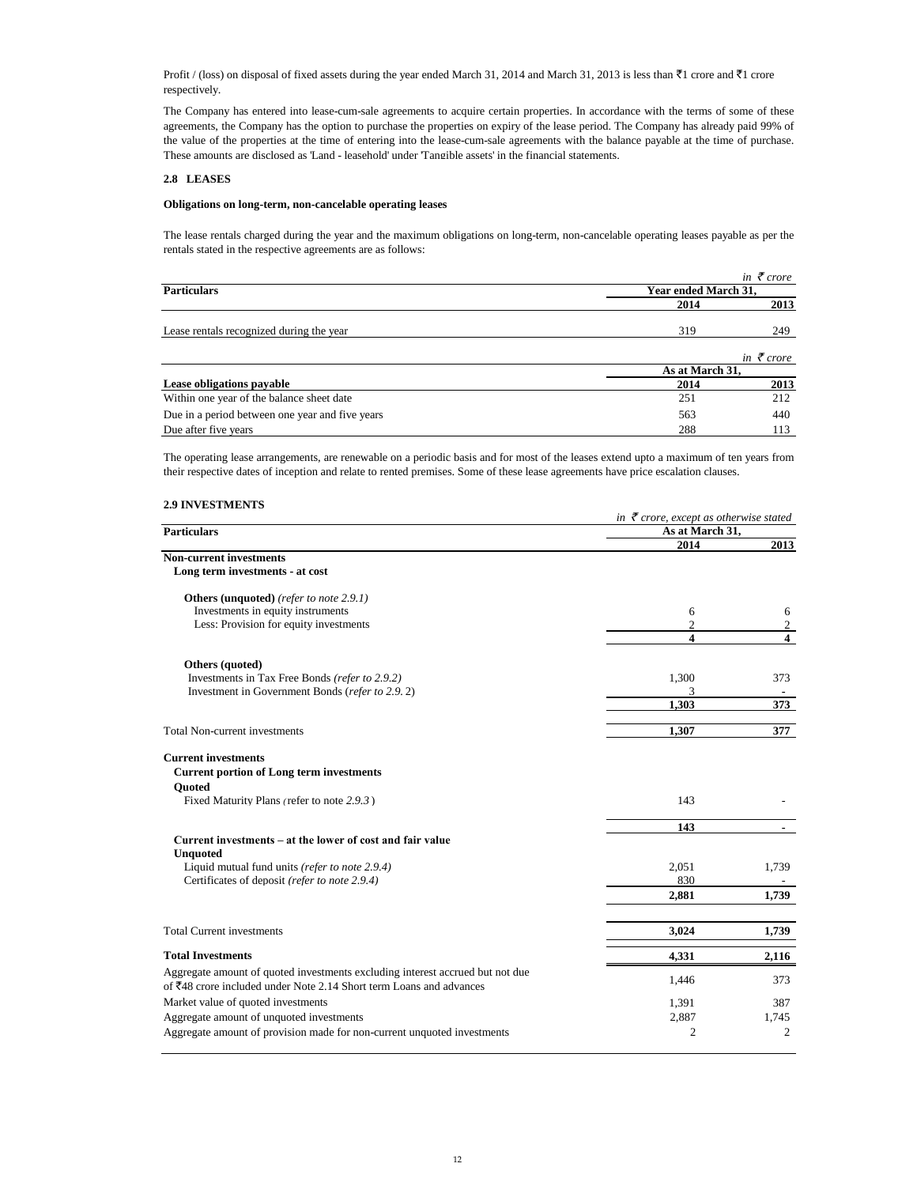Profit / (loss) on disposal of fixed assets during the year ended March 31, 2014 and March 31, 2013 is less than ₹1 crore and ₹1 crore respectively.

The Company has entered into lease-cum-sale agreements to acquire certain properties. In accordance with the terms of some of these agreements, the Company has the option to purchase the properties on expiry of the lease period. The Company has already paid 99% of the value of the properties at the time of entering into the lease-cum-sale agreements with the balance payable at the time of purchase. These amounts are disclosed as 'Land - leasehold' under 'Tangible assets' in the financial statements.

**2.8 LEASES**

**Obligations on long-term, non-cancelable operating leases**

The lease rentals charged during the year and the maximum obligations on long-term, non-cancelable operating leases payable as per the rentals stated in the respective agreements are as follows:

*in ₹ crore*

| Particulars | Year ended March 31, | |
|---|---|---|
| | 2014 | 2013 |
| Lease rentals recognized during the year | 319 | 249 |

*in ₹ crore*

| | As at March 31, | |
|---|---|---|
| **Lease obligations payable** | **2014** | **2013** |
| Within one year of the balance sheet date | 251 | 212 |
| Due in a period between one year and five years | 563 | 440 |
| Due after five years | 288 | 113 |

The operating lease arrangements, are renewable on a periodic basis and for most of the leases extend upto a maximum of ten years from their respective dates of inception and relate to rented premises. Some of these lease agreements have price escalation clauses.

**2.9 INVESTMENTS**

*in ₹ crore, except as otherwise stated*

| Particulars | As at March 31, | |
|---|---|---|
| | 2014 | 2013 |
| **Non-current investments** | | |
| **Long term investments - at cost** | | |
| **Others (unquoted)** *(refer to note 2.9.1)* | | |
| Investments in equity instruments | 6 | 6 |
| Less: Provision for equity investments | 2 | 2 |
| | **4** | **4** |
| **Others (quoted)** | | |
| Investments in Tax Free Bonds *(refer to 2.9.2)* | 1,300 | 373 |
| Investment in Government Bonds (*refer to 2.9.* 2) | 3 | - |
| | **1,303** | **373** |
| Total Non-current investments | **1,307** | **377** |
| **Current investments** | | |
| **Current portion of Long term investments** | | |
| **Quoted** | | |
| Fixed Maturity Plans (refer to note *2.9.3* ) | 143 | - |
| | **143** | **-** |
| **Current investments – at the lower of cost and fair value** | | |
| **Unquoted** | | |
| Liquid mutual fund units *(refer to note 2.9.4)* | 2,051 | 1,739 |
| Certificates of deposit *(refer to note 2.9.4)* | 830 | - |
| | **2,881** | **1,739** |
| Total Current investments | **3,024** | **1,739** |
| **Total Investments** | **4,331** | **2,116** |
| Aggregate amount of quoted investments excluding interest accrued but not due of ₹48 crore included under Note 2.14 Short term Loans and advances | 1,446 | 373 |
| Market value of quoted investments | 1,391 | 387 |
| Aggregate amount of unquoted investments | 2,887 | 1,745 |
| Aggregate amount of provision made for non-current unquoted investments | 2 | 2 |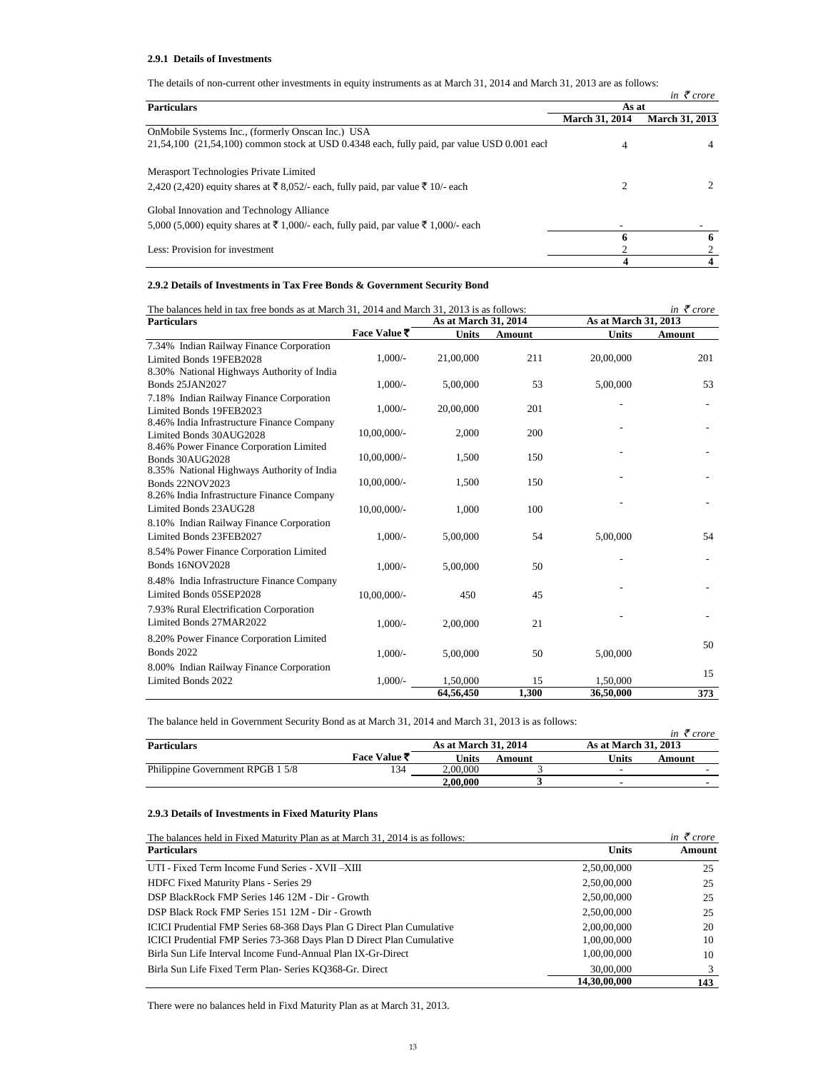### 2.9.1 Details of Investments

The details of non-current other investments in equity instruments as at March 31, 2014 and March 31, 2013 are as follows:

*in ₹ crore*

| Particulars | As at | |
|---|---|---|
| | March 31, 2014 | March 31, 2013 |
| OnMobile Systems Inc., (formerly Onscan Inc.) USA<br>21,54,100 (21,54,100) common stock at USD 0.4348 each, fully paid, par value USD 0.001 each | 4 | 4 |
| Merasport Technologies Private Limited<br>2,420 (2,420) equity shares at ₹ 8,052/- each, fully paid, par value ₹ 10/- each | 2 | 2 |
| Global Innovation and Technology Alliance<br>5,000 (5,000) equity shares at ₹ 1,000/- each, fully paid, par value ₹ 1,000/- each | - | - |
| | 6 | 6 |
| Less: Provision for investment | 2 | 2 |
| | 4 | 4 |

### 2.9.2 Details of Investments in Tax Free Bonds & Government Security Bond

The balances held in tax free bonds as at March 31, 2014 and March 31, 2013 is as follows:

*in ₹ crore*

| Particulars | | As at March 31, 2014 | | As at March 31, 2013 | |
|---|---|---|---|---|---|
| | Face Value ₹ | Units | Amount | Units | Amount |
| 7.34% Indian Railway Finance Corporation Limited Bonds 19FEB2028 | 1,000/- | 21,00,000 | 211 | 20,00,000 | 201 |
| 8.30% National Highways Authority of India Bonds 25JAN2027 | 1,000/- | 5,00,000 | 53 | 5,00,000 | 53 |
| 7.18% Indian Railway Finance Corporation Limited Bonds 19FEB2023 | 1,000/- | 20,00,000 | 201 | - | - |
| 8.46% India Infrastructure Finance Company Limited Bonds 30AUG2028 | 10,00,000/- | 2,000 | 200 | - | - |
| 8.46% Power Finance Corporation Limited Bonds 30AUG2028 | 10,00,000/- | 1,500 | 150 | - | - |
| 8.35% National Highways Authority of India Bonds 22NOV2023 | 10,00,000/- | 1,500 | 150 | - | - |
| 8.26% India Infrastructure Finance Company Limited Bonds 23AUG28 | 10,00,000/- | 1,000 | 100 | - | - |
| 8.10% Indian Railway Finance Corporation Limited Bonds 23FEB2027 | 1,000/- | 5,00,000 | 54 | 5,00,000 | 54 |
| 8.54% Power Finance Corporation Limited Bonds 16NOV2028 | 1,000/- | 5,00,000 | 50 | - | - |
| 8.48% India Infrastructure Finance Company Limited Bonds 05SEP2028 | 10,00,000/- | 450 | 45 | - | - |
| 7.93% Rural Electrification Corporation Limited Bonds 27MAR2022 | 1,000/- | 2,00,000 | 21 | - | - |
| 8.20% Power Finance Corporation Limited Bonds 2022 | 1,000/- | 5,00,000 | 50 | 5,00,000 | 50 |
| 8.00% Indian Railway Finance Corporation Limited Bonds 2022 | 1,000/- | 1,50,000 | 15 | 1,50,000 | 15 |
| | | 64,56,450 | 1,300 | 36,50,000 | 373 |

The balance held in Government Security Bond as at March 31, 2014 and March 31, 2013 is as follows:

*in ₹ crore*

| Particulars | | As at March 31, 2014 | | As at March 31, 2013 | |
|---|---|---|---|---|---|
| | Face Value ₹ | Units | Amount | Units | Amount |
| Philippine Government RPGB 1 5/8 | 134 | 2,00,000 | 3 | - | - |
| | | 2,00,000 | 3 | - | - |

### 2.9.3 Details of Investments in Fixed Maturity Plans

The balances held in Fixed Maturity Plan as at March 31, 2014 is as follows:

*in ₹ crore*

| Particulars | Units | Amount |
|---|---|---|
| UTI - Fixed Term Income Fund Series - XVII –XIII | 2,50,00,000 | 25 |
| HDFC Fixed Maturity Plans - Series 29 | 2,50,00,000 | 25 |
| DSP BlackRock FMP Series 146 12M - Dir - Growth | 2,50,00,000 | 25 |
| DSP Black Rock FMP Series 151 12M - Dir - Growth | 2,50,00,000 | 25 |
| ICICI Prudential FMP Series 68-368 Days Plan G Direct Plan Cumulative | 2,00,00,000 | 20 |
| ICICI Prudential FMP Series 73-368 Days Plan D Direct Plan Cumulative | 1,00,00,000 | 10 |
| Birla Sun Life Interval Income Fund-Annual Plan IX-Gr-Direct | 1,00,00,000 | 10 |
| Birla Sun Life Fixed Term Plan- Series KQ368-Gr. Direct | 30,00,000 | 3 |
| | 14,30,00,000 | 143 |

There were no balances held in Fixd Maturity Plan as at March 31, 2013.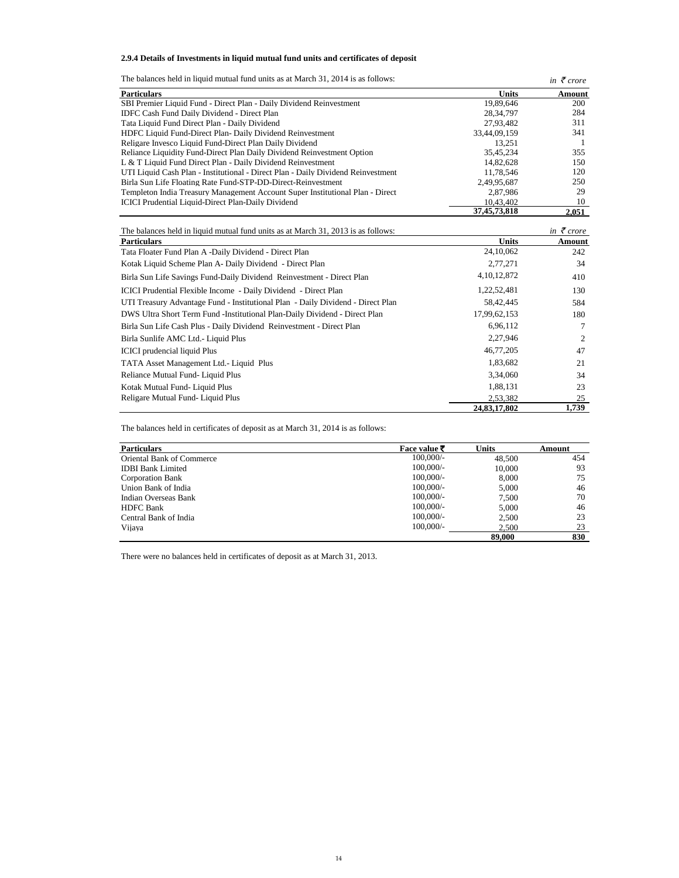**2.9.4 Details of Investments in liquid mutual fund units and certificates of deposit**

The balances held in liquid mutual fund units as at March 31, 2014 is as follows:

*in ₹ crore*

| Particulars | Units | Amount |
|---|---|---|
| SBI Premier Liquid Fund - Direct Plan - Daily Dividend Reinvestment | 19,89,646 | 200 |
| IDFC Cash Fund Daily Dividend - Direct Plan | 28,34,797 | 284 |
| Tata Liquid Fund Direct Plan - Daily Dividend | 27,93,482 | 311 |
| HDFC Liquid Fund-Direct Plan- Daily Dividend Reinvestment | 33,44,09,159 | 341 |
| Religare Invesco Liquid Fund-Direct Plan Daily Dividend | 13,251 | 1 |
| Reliance Liquidity Fund-Direct Plan Daily Dividend Reinvestment Option | 35,45,234 | 355 |
| L & T Liquid Fund Direct Plan - Daily Dividend Reinvestment | 14,82,628 | 150 |
| UTI Liquid Cash Plan - Institutional - Direct Plan - Daily Dividend Reinvestment | 11,78,546 | 120 |
| Birla Sun Life Floating Rate Fund-STP-DD-Direct-Reinvestment | 2,49,95,687 | 250 |
| Templeton India Treasury Management Account Super Institutional Plan - Direct | 2,87,986 | 29 |
| ICICI Prudential Liquid-Direct Plan-Daily Dividend | 10,43,402 | 10 |
| | **37,45,73,818** | **2,051** |

The balances held in liquid mutual fund units as at March 31, 2013 is as follows:

*in ₹ crore*

| Particulars | Units | Amount |
|---|---|---|
| Tata Floater Fund Plan A -Daily Dividend - Direct Plan | 24,10,062 | 242 |
| Kotak Liquid Scheme Plan A- Daily Dividend - Direct Plan | 2,77,271 | 34 |
| Birla Sun Life Savings Fund-Daily Dividend Reinvestment - Direct Plan | 4,10,12,872 | 410 |
| ICICI Prudential Flexible Income - Daily Dividend - Direct Plan | 1,22,52,481 | 130 |
| UTI Treasury Advantage Fund - Institutional Plan - Daily Dividend - Direct Plan | 58,42,445 | 584 |
| DWS Ultra Short Term Fund -Institutional Plan-Daily Dividend - Direct Plan | 17,99,62,153 | 180 |
| Birla Sun Life Cash Plus - Daily Dividend Reinvestment - Direct Plan | 6,96,112 | 7 |
| Birla Sunlife AMC Ltd.- Liquid Plus | 2,27,946 | 2 |
| ICICI prudencial liquid Plus | 46,77,205 | 47 |
| TATA Asset Management Ltd.- Liquid Plus | 1,83,682 | 21 |
| Reliance Mutual Fund- Liquid Plus | 3,34,060 | 34 |
| Kotak Mutual Fund- Liquid Plus | 1,88,131 | 23 |
| Religare Mutual Fund- Liquid Plus | 2,53,382 | 25 |
| | **24,83,17,802** | **1,739** |

The balances held in certificates of deposit as at March 31, 2014 is as follows:

| Particulars | Face value ₹ | Units | Amount |
|---|---|---|---|
| Oriental Bank of Commerce | 100,000/- | 48,500 | 454 |
| IDBI Bank Limited | 100,000/- | 10,000 | 93 |
| Corporation Bank | 100,000/- | 8,000 | 75 |
| Union Bank of India | 100,000/- | 5,000 | 46 |
| Indian Overseas Bank | 100,000/- | 7,500 | 70 |
| HDFC Bank | 100,000/- | 5,000 | 46 |
| Central Bank of India | 100,000/- | 2,500 | 23 |
| Vijaya | 100,000/- | 2,500 | 23 |
| | | **89,000** | **830** |

There were no balances held in certificates of deposit as at March 31, 2013.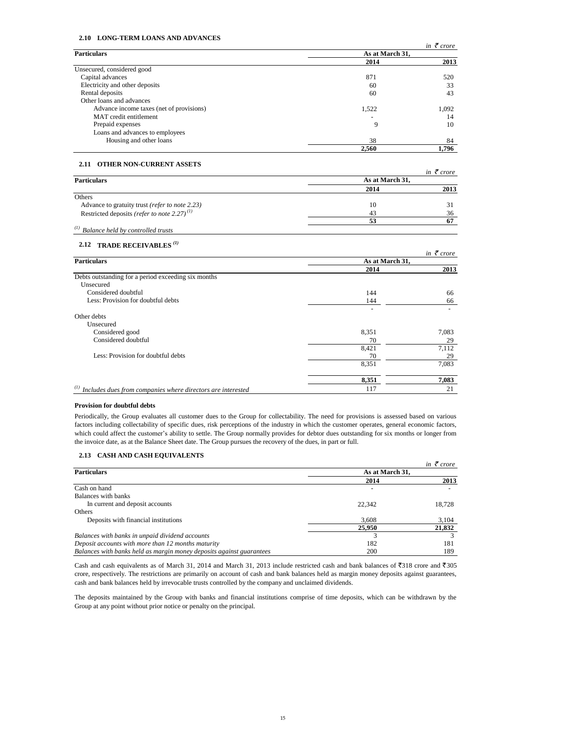### 2.10 LONG-TERM LOANS AND ADVANCES

*in ₹ crore*

| Particulars | As at March 31, 2014 | As at March 31, 2013 |
|---|---|---|
| Unsecured, considered good | | |
| Capital advances | 871 | 520 |
| Electricity and other deposits | 60 | 33 |
| Rental deposits | 60 | 43 |
| Other loans and advances | | |
| Advance income taxes (net of provisions) | 1,522 | 1,092 |
| MAT credit entitlement | - | 14 |
| Prepaid expenses | 9 | 10 |
| Loans and advances to employees | | |
| Housing and other loans | 38 | 84 |
| | **2,560** | **1,796** |

### 2.11 OTHER NON-CURRENT ASSETS

*in ₹ crore*

| Particulars | As at March 31, 2014 | As at March 31, 2013 |
|---|---|---|
| Others | | |
| Advance to gratuity trust *(refer to note 2.23)* | 10 | 31 |
| Restricted deposits *(refer to note 2.27)* [(1)] | 43 | 36 |
| | **53** | **67** |

[(1)] *Balance held by controlled trusts*

### 2.12 TRADE RECEIVABLES [(1)]

*in ₹ crore*

| Particulars | As at March 31, 2014 | As at March 31, 2013 |
|---|---|---|
| Debts outstanding for a period exceeding six months | | |
| Unsecured | | |
| Considered doubtful | 144 | 66 |
| Less: Provision for doubtful debts | 144 | 66 |
| | - | - |
| Other debts | | |
| Unsecured | | |
| Considered good | 8,351 | 7,083 |
| Considered doubtful | 70 | 29 |
| | 8,421 | 7,112 |
| Less: Provision for doubtful debts | 70 | 29 |
| | 8,351 | 7,083 |
| | **8,351** | **7,083** |
| [(1)] *Includes dues from companies where directors are interested* | 117 | 21 |

**Provision for doubtful debts**

Periodically, the Group evaluates all customer dues to the Group for collectability. The need for provisions is assessed based on various factors including collectability of specific dues, risk perceptions of the industry in which the customer operates, general economic factors, which could affect the customer's ability to settle. The Group normally provides for debtor dues outstanding for six months or longer from the invoice date, as at the Balance Sheet date. The Group pursues the recovery of the dues, in part or full.

### 2.13 CASH AND CASH EQUIVALENTS

*in ₹ crore*

| Particulars | As at March 31, 2014 | As at March 31, 2013 |
|---|---|---|
| Cash on hand | - | - |
| Balances with banks | | |
| In current and deposit accounts | 22,342 | 18,728 |
| Others | | |
| Deposits with financial institutions | 3,608 | 3,104 |
| | **25,950** | **21,832** |
| *Balances with banks in unpaid dividend accounts* | 3 | 3 |
| *Deposit accounts with more than 12 months maturity* | 182 | 181 |
| *Balances with banks held as margin money deposits against guarantees* | 200 | 189 |

Cash and cash equivalents as of March 31, 2014 and March 31, 2013 include restricted cash and bank balances of ₹318 crore and ₹305 crore, respectively. The restrictions are primarily on account of cash and bank balances held as margin money deposits against guarantees, cash and bank balances held by irrevocable trusts controlled by the company and unclaimed dividends.

The deposits maintained by the Group with banks and financial institutions comprise of time deposits, which can be withdrawn by the Group at any point without prior notice or penalty on the principal.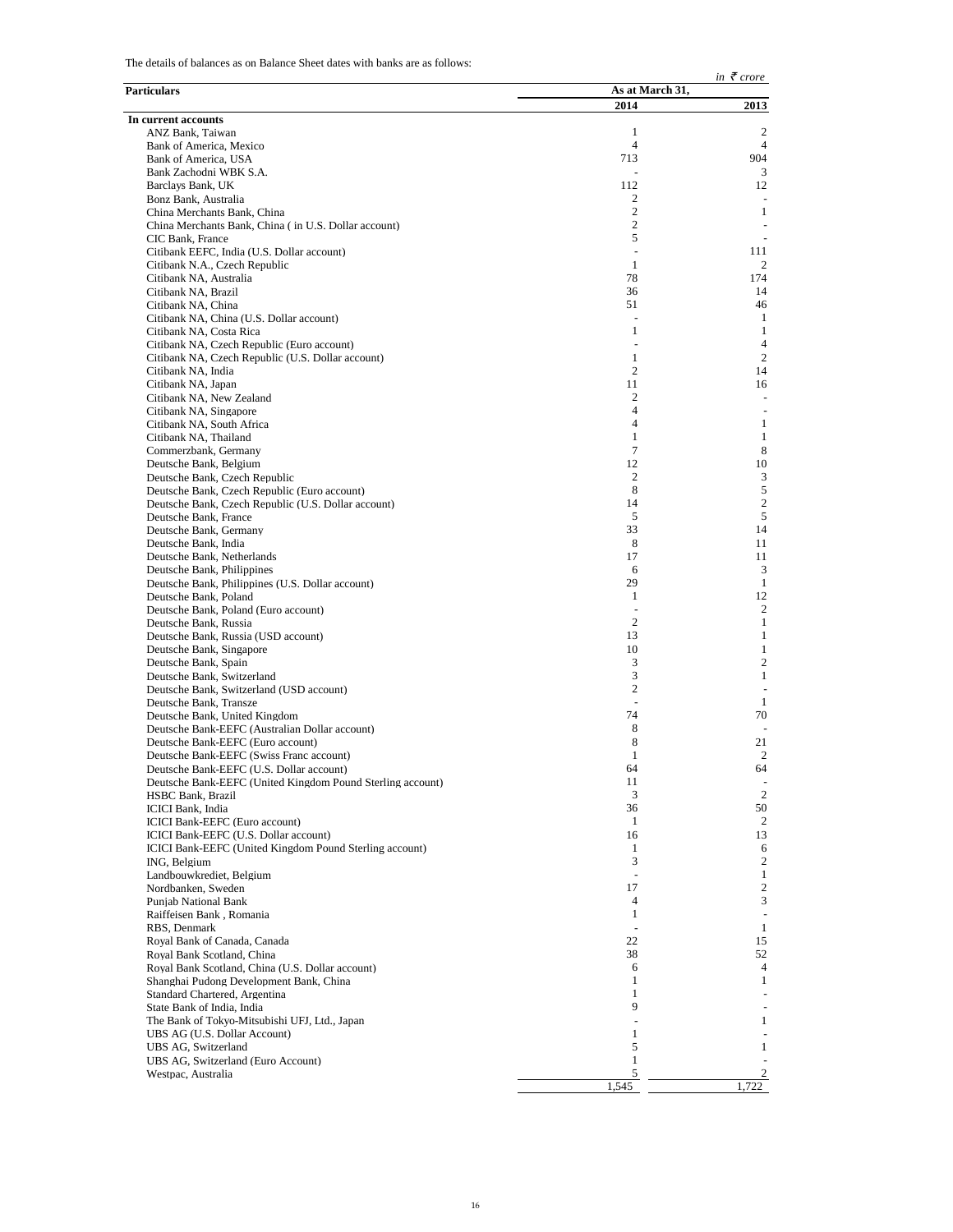The details of balances as on Balance Sheet dates with banks are as follows:

*in ₹ crore*

| Particulars | As at March 31, | |
|---|---|---|
| | 2014 | 2013 |
| **In current accounts** | | |
| ANZ Bank, Taiwan | 1 | 2 |
| Bank of America, Mexico | 4 | 4 |
| Bank of America, USA | 713 | 904 |
| Bank Zachodni WBK S.A. | - | 3 |
| Barclays Bank, UK | 112 | 12 |
| Bonz Bank, Australia | 2 | - |
| China Merchants Bank, China | 2 | 1 |
| China Merchants Bank, China ( in U.S. Dollar account) | 2 | - |
| CIC Bank, France | 5 | - |
| Citibank EEFC, India (U.S. Dollar account) | - | 111 |
| Citibank N.A., Czech Republic | 1 | 2 |
| Citibank NA, Australia | 78 | 174 |
| Citibank NA, Brazil | 36 | 14 |
| Citibank NA, China | 51 | 46 |
| Citibank NA, China (U.S. Dollar account) | - | 1 |
| Citibank NA, Costa Rica | 1 | 1 |
| Citibank NA, Czech Republic (Euro account) | - | 4 |
| Citibank NA, Czech Republic (U.S. Dollar account) | 1 | 2 |
| Citibank NA, India | 2 | 14 |
| Citibank NA, Japan | 11 | 16 |
| Citibank NA, New Zealand | 2 | - |
| Citibank NA, Singapore | 4 | - |
| Citibank NA, South Africa | 4 | 1 |
| Citibank NA, Thailand | 1 | 1 |
| Commerzbank, Germany | 7 | 8 |
| Deutsche Bank, Belgium | 12 | 10 |
| Deutsche Bank, Czech Republic | 2 | 3 |
| Deutsche Bank, Czech Republic (Euro account) | 8 | 5 |
| Deutsche Bank, Czech Republic (U.S. Dollar account) | 14 | 2 |
| Deutsche Bank, France | 5 | 5 |
| Deutsche Bank, Germany | 33 | 14 |
| Deutsche Bank, India | 8 | 11 |
| Deutsche Bank, Netherlands | 17 | 11 |
| Deutsche Bank, Philippines | 6 | 3 |
| Deutsche Bank, Philippines (U.S. Dollar account) | 29 | 1 |
| Deutsche Bank, Poland | 1 | 12 |
| Deutsche Bank, Poland (Euro account) | - | 2 |
| Deutsche Bank, Russia | 2 | 1 |
| Deutsche Bank, Russia (USD account) | 13 | 1 |
| Deutsche Bank, Singapore | 10 | 1 |
| Deutsche Bank, Spain | 3 | 2 |
| Deutsche Bank, Switzerland | 3 | 1 |
| Deutsche Bank, Switzerland (USD account) | 2 | - |
| Deutsche Bank, Transze | - | 1 |
| Deutsche Bank, United Kingdom | 74 | 70 |
| Deutsche Bank-EEFC (Australian Dollar account) | 8 | - |
| Deutsche Bank-EEFC (Euro account) | 8 | 21 |
| Deutsche Bank-EEFC (Swiss Franc account) | 1 | 2 |
| Deutsche Bank-EEFC (U.S. Dollar account) | 64 | 64 |
| Deutsche Bank-EEFC (United Kingdom Pound Sterling account) | 11 | - |
| HSBC Bank, Brazil | 3 | 2 |
| ICICI Bank, India | 36 | 50 |
| ICICI Bank-EEFC (Euro account) | 1 | 2 |
| ICICI Bank-EEFC (U.S. Dollar account) | 16 | 13 |
| ICICI Bank-EEFC (United Kingdom Pound Sterling account) | 1 | 6 |
| ING, Belgium | 3 | 2 |
| Landbouwkrediet, Belgium | - | 1 |
| Nordbanken, Sweden | 17 | 2 |
| Punjab National Bank | 4 | 3 |
| Raiffeisen Bank , Romania | 1 | - |
| RBS, Denmark | - | 1 |
| Royal Bank of Canada, Canada | 22 | 15 |
| Royal Bank Scotland, China | 38 | 52 |
| Royal Bank Scotland, China (U.S. Dollar account) | 6 | 4 |
| Shanghai Pudong Development Bank, China | 1 | 1 |
| Standard Chartered, Argentina | 1 | - |
| State Bank of India, India | 9 | - |
| The Bank of Tokyo-Mitsubishi UFJ, Ltd., Japan | - | 1 |
| UBS AG (U.S. Dollar Account) | 1 | - |
| UBS AG, Switzerland | 5 | 1 |
| UBS AG, Switzerland (Euro Account) | 1 | - |
| Westpac, Australia | 5 | 2 |
| | 1,545 | 1,722 |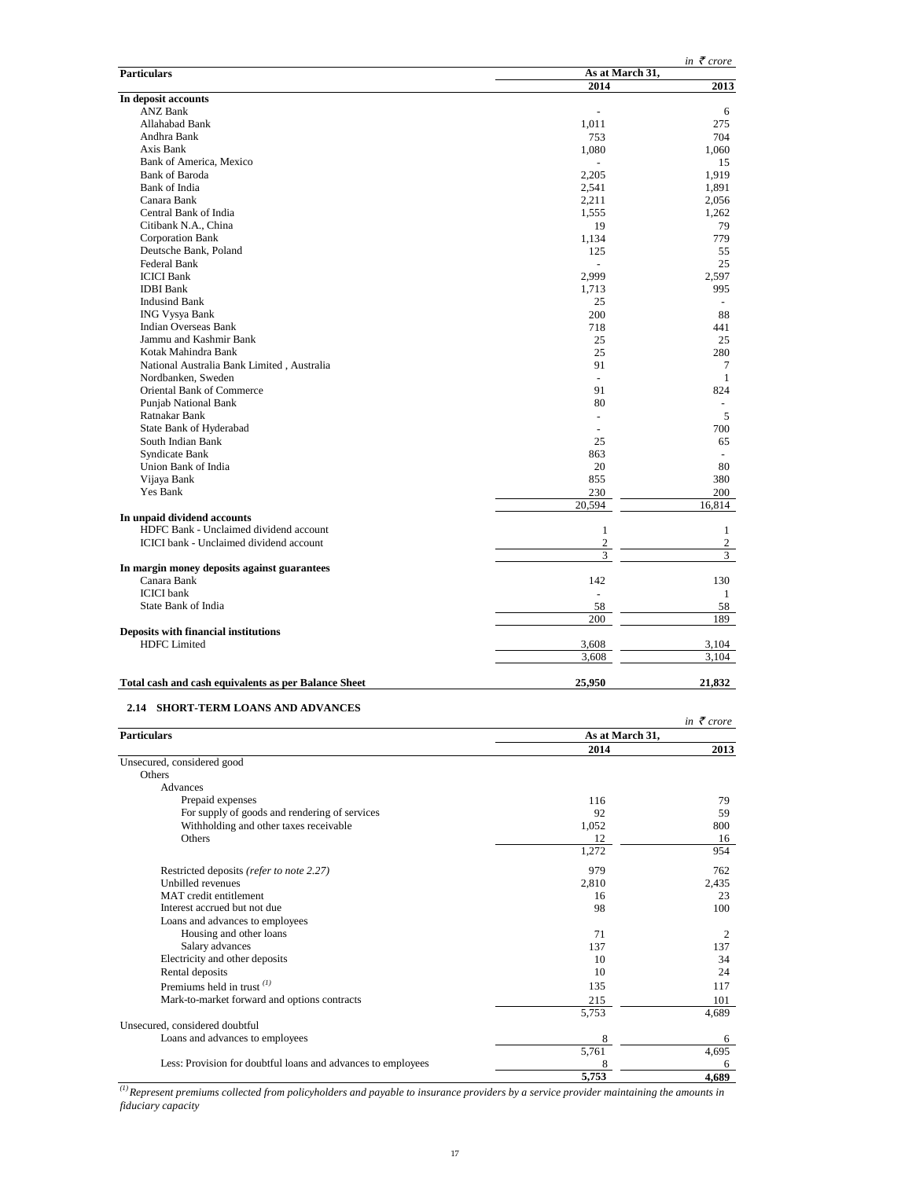*in ₹ crore*

| Particulars | As at March 31, 2014 | As at March 31, 2013 |
|---|---|---|
| **In deposit accounts** | | |
| ANZ Bank | - | 6 |
| Allahabad Bank | 1,011 | 275 |
| Andhra Bank | 753 | 704 |
| Axis Bank | 1,080 | 1,060 |
| Bank of America, Mexico | - | 15 |
| Bank of Baroda | 2,205 | 1,919 |
| Bank of India | 2,541 | 1,891 |
| Canara Bank | 2,211 | 2,056 |
| Central Bank of India | 1,555 | 1,262 |
| Citibank N.A., China | 19 | 79 |
| Corporation Bank | 1,134 | 779 |
| Deutsche Bank, Poland | 125 | 55 |
| Federal Bank | - | 25 |
| ICICI Bank | 2,999 | 2,597 |
| IDBI Bank | 1,713 | 995 |
| Indusind Bank | 25 | - |
| ING Vysya Bank | 200 | 88 |
| Indian Overseas Bank | 718 | 441 |
| Jammu and Kashmir Bank | 25 | 25 |
| Kotak Mahindra Bank | 25 | 280 |
| National Australia Bank Limited , Australia | 91 | 7 |
| Nordbanken, Sweden | - | 1 |
| Oriental Bank of Commerce | 91 | 824 |
| Punjab National Bank | 80 | - |
| Ratnakar Bank | - | 5 |
| State Bank of Hyderabad | - | 700 |
| South Indian Bank | 25 | 65 |
| Syndicate Bank | 863 | - |
| Union Bank of India | 20 | 80 |
| Vijaya Bank | 855 | 380 |
| Yes Bank | 230 | 200 |
| | 20,594 | 16,814 |
| **In unpaid dividend accounts** | | |
| HDFC Bank - Unclaimed dividend account | 1 | 1 |
| ICICI bank - Unclaimed dividend account | 2 | 2 |
| | 3 | 3 |
| **In margin money deposits against guarantees** | | |
| Canara Bank | 142 | 130 |
| ICICI bank | - | 1 |
| State Bank of India | 58 | 58 |
| | 200 | 189 |
| **Deposits with financial institutions** | | |
| HDFC Limited | 3,608 | 3,104 |
| | 3,608 | 3,104 |
| **Total cash and cash equivalents as per Balance Sheet** | **25,950** | **21,832** |

## 2.14 SHORT-TERM LOANS AND ADVANCES

*in ₹ crore*

| Particulars | As at March 31, 2014 | As at March 31, 2013 |
|---|---|---|
| Unsecured, considered good | | |
| Others | | |
| Advances | | |
| Prepaid expenses | 116 | 79 |
| For supply of goods and rendering of services | 92 | 59 |
| Withholding and other taxes receivable | 1,052 | 800 |
| Others | 12 | 16 |
| | 1,272 | 954 |
| Restricted deposits *(refer to note 2.27)* | 979 | 762 |
| Unbilled revenues | 2,810 | 2,435 |
| MAT credit entitlement | 16 | 23 |
| Interest accrued but not due | 98 | 100 |
| Loans and advances to employees | | |
| Housing and other loans | 71 | 2 |
| Salary advances | 137 | 137 |
| Electricity and other deposits | 10 | 34 |
| Rental deposits | 10 | 24 |
| Premiums held in trust [(1)] | 135 | 117 |
| Mark-to-market forward and options contracts | 215 | 101 |
| | 5,753 | 4,689 |
| Unsecured, considered doubtful | | |
| Loans and advances to employees | 8 | 6 |
| | 5,761 | 4,695 |
| Less: Provision for doubtful loans and advances to employees | 8 | 6 |
| | **5,753** | **4,689** |

[(1)] *Represent premiums collected from policyholders and payable to insurance providers by a service provider maintaining the amounts in fiduciary capacity*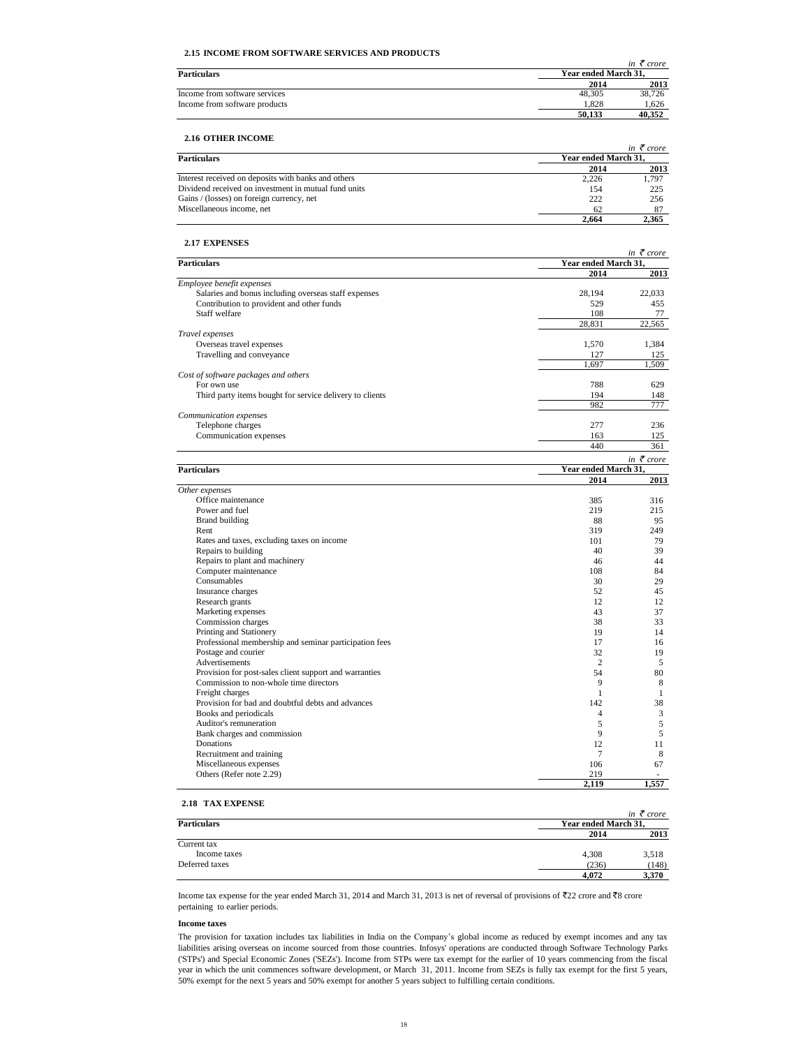### 2.15 INCOME FROM SOFTWARE SERVICES AND PRODUCTS

*in ₹ crore*

| Particulars | Year ended March 31, | |
|---|---|---|
| | 2014 | 2013 |
| Income from software services | 48,305 | 38,726 |
| Income from software products | 1,828 | 1,626 |
| | **50,133** | **40,352** |

### 2.16 OTHER INCOME

*in ₹ crore*

| Particulars | Year ended March 31, | |
|---|---|---|
| | 2014 | 2013 |
| Interest received on deposits with banks and others | 2,226 | 1,797 |
| Dividend received on investment in mutual fund units | 154 | 225 |
| Gains / (losses) on foreign currency, net | 222 | 256 |
| Miscellaneous income, net | 62 | 87 |
| | **2,664** | **2,365** |

### 2.17 EXPENSES

*in ₹ crore*

| Particulars | Year ended March 31, | |
|---|---|---|
| | 2014 | 2013 |
| *Employee benefit expenses* | | |
| Salaries and bonus including overseas staff expenses | 28,194 | 22,033 |
| Contribution to provident and other funds | 529 | 455 |
| Staff welfare | 108 | 77 |
| | 28,831 | 22,565 |
| *Travel expenses* | | |
| Overseas travel expenses | 1,570 | 1,384 |
| Travelling and conveyance | 127 | 125 |
| | 1,697 | 1,509 |
| *Cost of software packages and others* | | |
| For own use | 788 | 629 |
| Third party items bought for service delivery to clients | 194 | 148 |
| | 982 | 777 |
| *Communication expenses* | | |
| Telephone charges | 277 | 236 |
| Communication expenses | 163 | 125 |
| | 440 | 361 |

*in ₹ crore*

| Particulars | Year ended March 31, | |
|---|---|---|
| | 2014 | 2013 |
| *Other expenses* | | |
| Office maintenance | 385 | 316 |
| Power and fuel | 219 | 215 |
| Brand building | 88 | 95 |
| Rent | 319 | 249 |
| Rates and taxes, excluding taxes on income | 101 | 79 |
| Repairs to building | 40 | 39 |
| Repairs to plant and machinery | 46 | 44 |
| Computer maintenance | 108 | 84 |
| Consumables | 30 | 29 |
| Insurance charges | 52 | 45 |
| Research grants | 12 | 12 |
| Marketing expenses | 43 | 37 |
| Commission charges | 38 | 33 |
| Printing and Stationery | 19 | 14 |
| Professional membership and seminar participation fees | 17 | 16 |
| Postage and courier | 32 | 19 |
| Advertisements | 2 | 5 |
| Provision for post-sales client support and warranties | 54 | 80 |
| Commission to non-whole time directors | 9 | 8 |
| Freight charges | 1 | 1 |
| Provision for bad and doubtful debts and advances | 142 | 38 |
| Books and periodicals | 4 | 3 |
| Auditor's remuneration | 5 | 5 |
| Bank charges and commission | 9 | 5 |
| Donations | 12 | 11 |
| Recruitment and training | 7 | 8 |
| Miscellaneous expenses | 106 | 67 |
| Others (Refer note 2.29) | 219 | - |
| | **2,119** | **1,557** |

### 2.18 TAX EXPENSE

*in ₹ crore*

| Particulars | Year ended March 31, | |
|---|---|---|
| | 2014 | 2013 |
| Current tax | | |
| Income taxes | 4,308 | 3,518 |
| Deferred taxes | (236) | (148) |
| | **4,072** | **3,370** |

Income tax expense for the year ended March 31, 2014 and March 31, 2013 is net of reversal of provisions of ₹22 crore and ₹8 crore pertaining to earlier periods.

**Income taxes**

The provision for taxation includes tax liabilities in India on the Company's global income as reduced by exempt incomes and any tax liabilities arising overseas on income sourced from those countries. Infosys' operations are conducted through Software Technology Parks ('STPs') and Special Economic Zones ('SEZs'). Income from STPs were tax exempt for the earlier of 10 years commencing from the fiscal year in which the unit commences software development, or March 31, 2011. Income from SEZs is fully tax exempt for the first 5 years, 50% exempt for the next 5 years and 50% exempt for another 5 years subject to fulfilling certain conditions.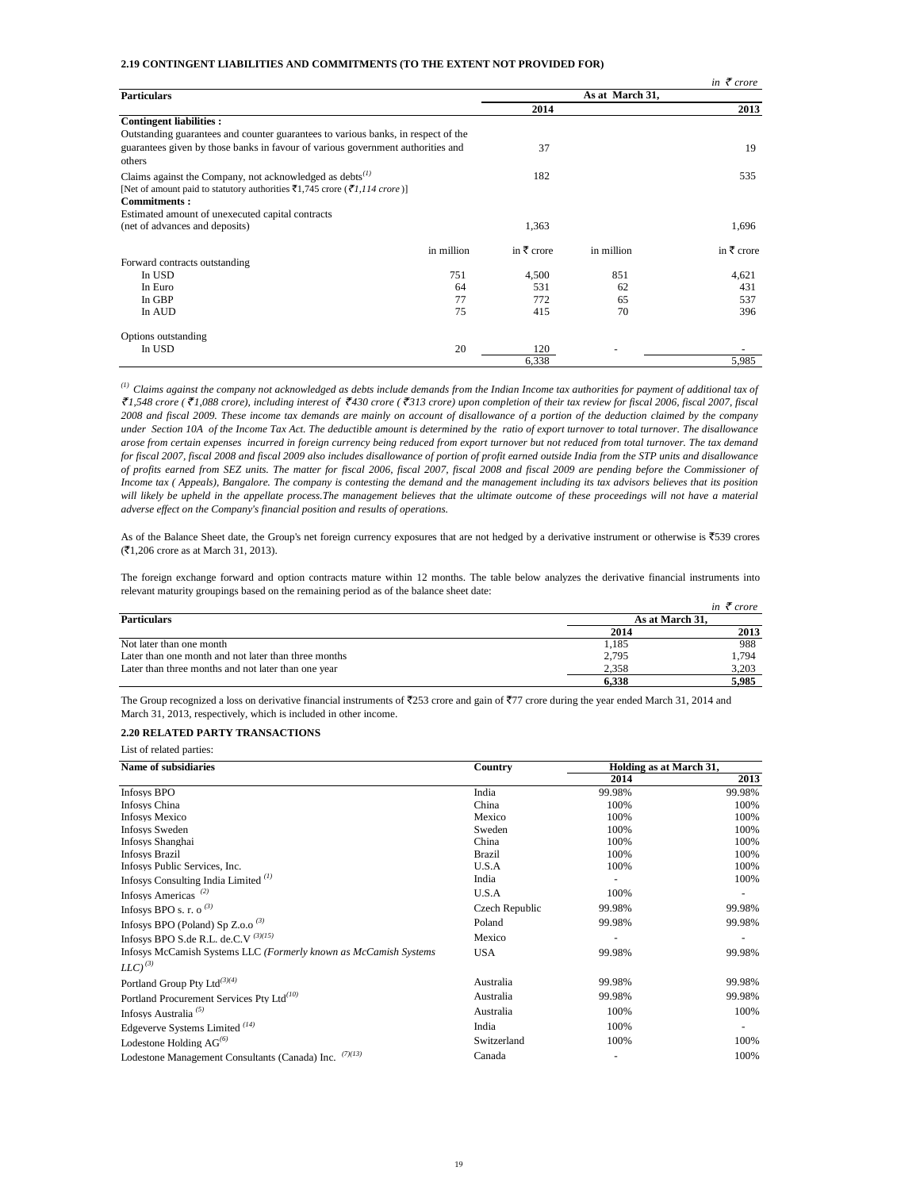### 2.19 CONTINGENT LIABILITIES AND COMMITMENTS (TO THE EXTENT NOT PROVIDED FOR)

*in ₹ crore*

| Particulars | | As at March 31, | | |
|---|---|---|---|---|
| | | 2014 | | 2013 |
| **Contingent liabilities :** | | | | |
| Outstanding guarantees and counter guarantees to various banks, in respect of the guarantees given by those banks in favour of various government authorities and others | | 37 | | 19 |
| Claims against the Company, not acknowledged as debts[(1)] [Net of amount paid to statutory authorities ₹1,745 crore (*₹1,114 crore*)] | | 182 | | 535 |
| **Commitments :** | | | | |
| Estimated amount of unexecuted capital contracts (net of advances and deposits) | | 1,363 | | 1,696 |
| | in million | in ₹ crore | in million | in ₹ crore |
| Forward contracts outstanding | | | | |
| In USD | 751 | 4,500 | 851 | 4,621 |
| In Euro | 64 | 531 | 62 | 431 |
| In GBP | 77 | 772 | 65 | 537 |
| In AUD | 75 | 415 | 70 | 396 |
| Options outstanding | | | | |
| In USD | 20 | 120 | - | - |
| | | 6,338 | | 5,985 |

*[(1)] Claims against the company not acknowledged as debts include demands from the Indian Income tax authorities for payment of additional tax of ₹1,548 crore (₹1,088 crore), including interest of ₹430 crore (₹313 crore) upon completion of their tax review for fiscal 2006, fiscal 2007, fiscal 2008 and fiscal 2009. These income tax demands are mainly on account of disallowance of a portion of the deduction claimed by the company under Section 10A of the Income Tax Act. The deductible amount is determined by the ratio of export turnover to total turnover. The disallowance arose from certain expenses incurred in foreign currency being reduced from export turnover but not reduced from total turnover. The tax demand for fiscal 2007, fiscal 2008 and fiscal 2009 also includes disallowance of portion of profit earned outside India from the STP units and disallowance of profits earned from SEZ units. The matter for fiscal 2006, fiscal 2007, fiscal 2008 and fiscal 2009 are pending before the Commissioner of Income tax ( Appeals), Bangalore. The company is contesting the demand and the management including its tax advisors believes that its position will likely be upheld in the appellate process.The management believes that the ultimate outcome of these proceedings will not have a material adverse effect on the Company's financial position and results of operations.*

As of the Balance Sheet date, the Group's net foreign currency exposures that are not hedged by a derivative instrument or otherwise is ₹539 crores (₹1,206 crore as at March 31, 2013).

The foreign exchange forward and option contracts mature within 12 months. The table below analyzes the derivative financial instruments into relevant maturity groupings based on the remaining period as of the balance sheet date:

*in ₹ crore*

| Particulars | As at March 31, | |
|---|---|---|
| | 2014 | 2013 |
| Not later than one month | 1,185 | 988 |
| Later than one month and not later than three months | 2,795 | 1,794 |
| Later than three months and not later than one year | 2,358 | 3,203 |
| | **6,338** | **5,985** |

The Group recognized a loss on derivative financial instruments of ₹253 crore and gain of ₹77 crore during the year ended March 31, 2014 and March 31, 2013, respectively, which is included in other income.

### 2.20 RELATED PARTY TRANSACTIONS

List of related parties:

| Name of subsidiaries | Country | Holding as at March 31, | |
|---|---|---|---|
| | | 2014 | 2013 |
| Infosys BPO | India | 99.98% | 99.98% |
| Infosys China | China | 100% | 100% |
| Infosys Mexico | Mexico | 100% | 100% |
| Infosys Sweden | Sweden | 100% | 100% |
| Infosys Shanghai | China | 100% | 100% |
| Infosys Brazil | Brazil | 100% | 100% |
| Infosys Public Services, Inc. | U.S.A | 100% | 100% |
| Infosys Consulting India Limited [(1)] | India | - | 100% |
| Infosys Americas [(2)] | U.S.A | 100% | - |
| Infosys BPO s. r. o [(3)] | Czech Republic | 99.98% | 99.98% |
| Infosys BPO (Poland) Sp Z.o.o [(3)] | Poland | 99.98% | 99.98% |
| Infosys BPO S.de R.L. de.C.V [(3)(15)] | Mexico | - | - |
| Infosys McCamish Systems LLC *(Formerly known as McCamish Systems LLC)* [(3)] | USA | 99.98% | 99.98% |
| Portland Group Pty Ltd[(3)(4)] | Australia | 99.98% | 99.98% |
| Portland Procurement Services Pty Ltd[(10)] | Australia | 99.98% | 99.98% |
| Infosys Australia [(5)] | Australia | 100% | 100% |
| Edgeverve Systems Limited [(14)] | India | 100% | - |
| Lodestone Holding AG[(6)] | Switzerland | 100% | 100% |
| Lodestone Management Consultants (Canada) Inc. [(7)(13)] | Canada | - | 100% |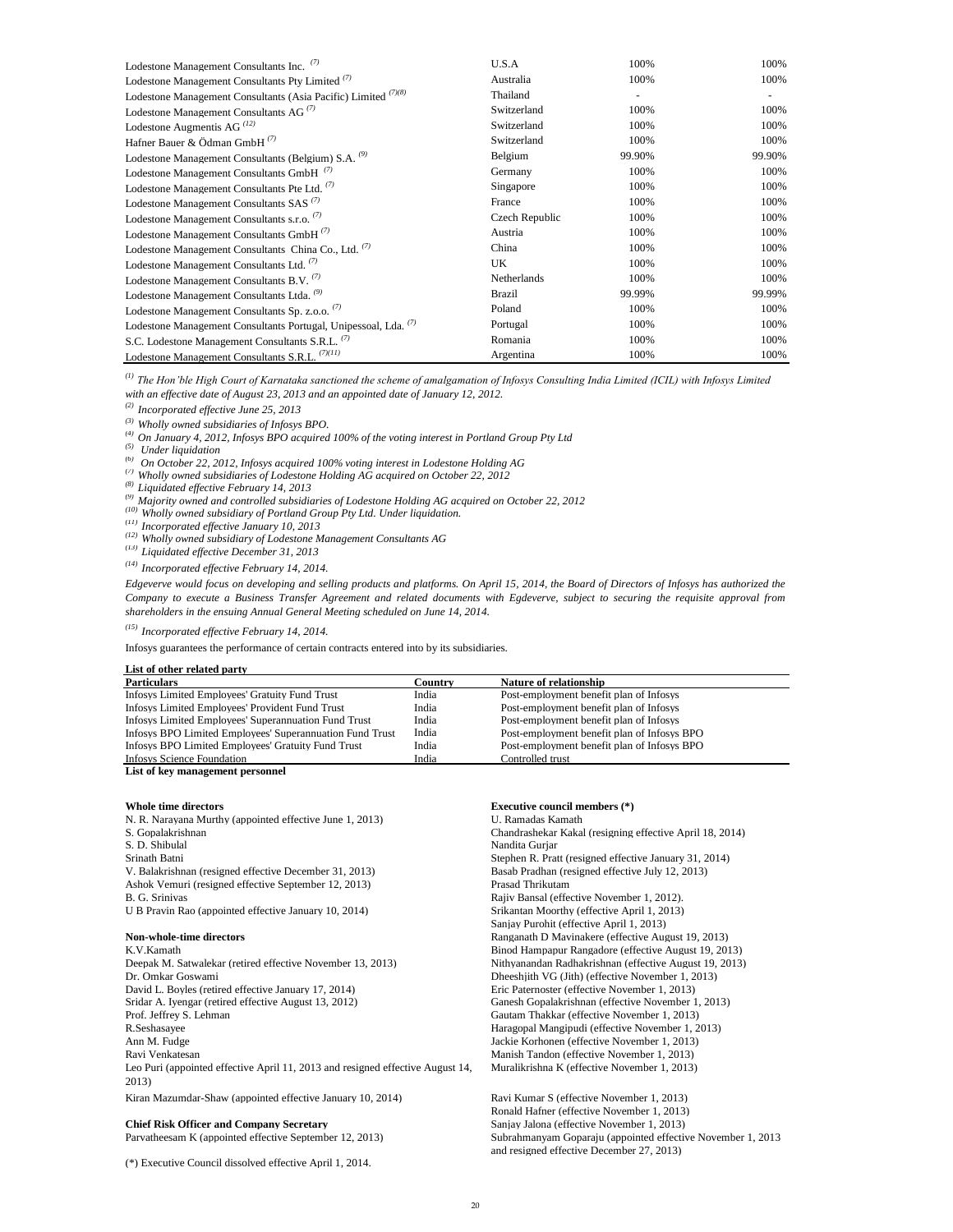| | | | |
|---|---|---|---|
| Lodestone Management Consultants Inc. [7] | U.S.A | 100% | 100% |
| Lodestone Management Consultants Pty Limited [7] | Australia | 100% | 100% |
| Lodestone Management Consultants (Asia Pacific) Limited [7][8] | Thailand | - | - |
| Lodestone Management Consultants AG [7] | Switzerland | 100% | 100% |
| Lodestone Augmentis AG [12] | Switzerland | 100% | 100% |
| Hafner Bauer & Ödman GmbH [7] | Switzerland | 100% | 100% |
| Lodestone Management Consultants (Belgium) S.A. [9] | Belgium | 99.90% | 99.90% |
| Lodestone Management Consultants GmbH [7] | Germany | 100% | 100% |
| Lodestone Management Consultants Pte Ltd. [7] | Singapore | 100% | 100% |
| Lodestone Management Consultants SAS [7] | France | 100% | 100% |
| Lodestone Management Consultants s.r.o. [7] | Czech Republic | 100% | 100% |
| Lodestone Management Consultants GmbH [7] | Austria | 100% | 100% |
| Lodestone Management Consultants China Co., Ltd. [7] | China | 100% | 100% |
| Lodestone Management Consultants Ltd. [7] | UK | 100% | 100% |
| Lodestone Management Consultants B.V. [7] | Netherlands | 100% | 100% |
| Lodestone Management Consultants Ltda. [9] | Brazil | 99.99% | 99.99% |
| Lodestone Management Consultants Sp. z.o.o. [7] | Poland | 100% | 100% |
| Lodestone Management Consultants Portugal, Unipessoal, Lda. [7] | Portugal | 100% | 100% |
| S.C. Lodestone Management Consultants S.R.L. [7] | Romania | 100% | 100% |
| Lodestone Management Consultants S.R.L. [7][11] | Argentina | 100% | 100% |

*[1] The Hon'ble High Court of Karnataka sanctioned the scheme of amalgamation of Infosys Consulting India Limited (ICIL) with Infosys Limited with an effective date of August 23, 2013 and an appointed date of January 12, 2012.*

*[2] Incorporated effective June 25, 2013*

*[3] Wholly owned subsidiaries of Infosys BPO.*

*[4] On January 4, 2012, Infosys BPO acquired 100% of the voting interest in Portland Group Pty Ltd*

*[5] Under liquidation*

*[6] On October 22, 2012, Infosys acquired 100% voting interest in Lodestone Holding AG*

*[7] Wholly owned subsidiaries of Lodestone Holding AG acquired on October 22, 2012*

*[8] Liquidated effective February 14, 2013*

*[9] Majority owned and controlled subsidiaries of Lodestone Holding AG acquired on October 22, 2012*

*[10] Wholly owned subsidiary of Portland Group Pty Ltd. Under liquidation.*

*[11] Incorporated effective January 10, 2013*

*[12] Wholly owned subsidiary of Lodestone Management Consultants AG*

*[13] Liquidated effective December 31, 2013*

*[14] Incorporated effective February 14, 2014.*

*Edgeverve would focus on developing and selling products and platforms. On April 15, 2014, the Board of Directors of Infosys has authorized the Company to execute a Business Transfer Agreement and related documents with Egdeverve, subject to securing the requisite approval from shareholders in the ensuing Annual General Meeting scheduled on June 14, 2014.*

*[15] Incorporated effective February 14, 2014.*

Infosys guarantees the performance of certain contracts entered into by its subsidiaries.

**List of other related party**

| Particulars | Country | Nature of relationship |
|---|---|---|
| Infosys Limited Employees' Gratuity Fund Trust | India | Post-employment benefit plan of Infosys |
| Infosys Limited Employees' Provident Fund Trust | India | Post-employment benefit plan of Infosys |
| Infosys Limited Employees' Superannuation Fund Trust | India | Post-employment benefit plan of Infosys |
| Infosys BPO Limited Employees' Superannuation Fund Trust | India | Post-employment benefit plan of Infosys BPO |
| Infosys BPO Limited Employees' Gratuity Fund Trust | India | Post-employment benefit plan of Infosys BPO |
| Infosys Science Foundation | India | Controlled trust |

**List of key management personnel**

**Whole time directors**

N. R. Narayana Murthy (appointed effective June 1, 2013)
S. Gopalakrishnan
S. D. Shibulal
Srinath Batni
V. Balakrishnan (resigned effective December 31, 2013)
Ashok Vemuri (resigned effective September 12, 2013)
B. G. Srinivas
U B Pravin Rao (appointed effective January 10, 2014)

**Non-whole-time directors**

K.V.Kamath
Deepak M. Satwalekar (retired effective November 13, 2013)
Dr. Omkar Goswami
David L. Boyles (retired effective January 17, 2014)
Sridar A. Iyengar (retired effective August 13, 2012)
Prof. Jeffrey S. Lehman
R.Seshasayee
Ann M. Fudge
Ravi Venkatesan
Leo Puri (appointed effective April 11, 2013 and resigned effective August 14, 2013)
Kiran Mazumdar-Shaw (appointed effective January 10, 2014)

**Chief Risk Officer and Company Secretary**

Parvatheesam K (appointed effective September 12, 2013)

**Executive council members (\*)**

U. Ramadas Kamath
Chandrashekar Kakal (resigning effective April 18, 2014)
Nandita Gurjar
Stephen R. Pratt (resigned effective January 31, 2014)
Basab Pradhan (resigned effective July 12, 2013)
Prasad Thrikutam
Rajiv Bansal (effective November 1, 2012).
Srikantan Moorthy (effective April 1, 2013)
Sanjay Purohit (effective April 1, 2013)
Ranganath D Mavinakere (effective August 19, 2013)
Binod Hampapur Rangadore (effective August 19, 2013)
Nithyanandan Radhakrishnan (effective August 19, 2013)
Dheeshjith VG (Jith) (effective November 1, 2013)
Eric Paternoster (effective November 1, 2013)
Ganesh Gopalakrishnan (effective November 1, 2013)
Gautam Thakkar (effective November 1, 2013)
Haragopal Mangipudi (effective November 1, 2013)
Jackie Korhonen (effective November 1, 2013)
Manish Tandon (effective November 1, 2013)
Muralikrishna K (effective November 1, 2013)
Ravi Kumar S (effective November 1, 2013)
Ronald Hafner (effective November 1, 2013)
Sanjay Jalona (effective November 1, 2013)
Subrahmanyam Goparaju (appointed effective November 1, 2013 and resigned effective December 27, 2013)

(\*) Executive Council dissolved effective April 1, 2014.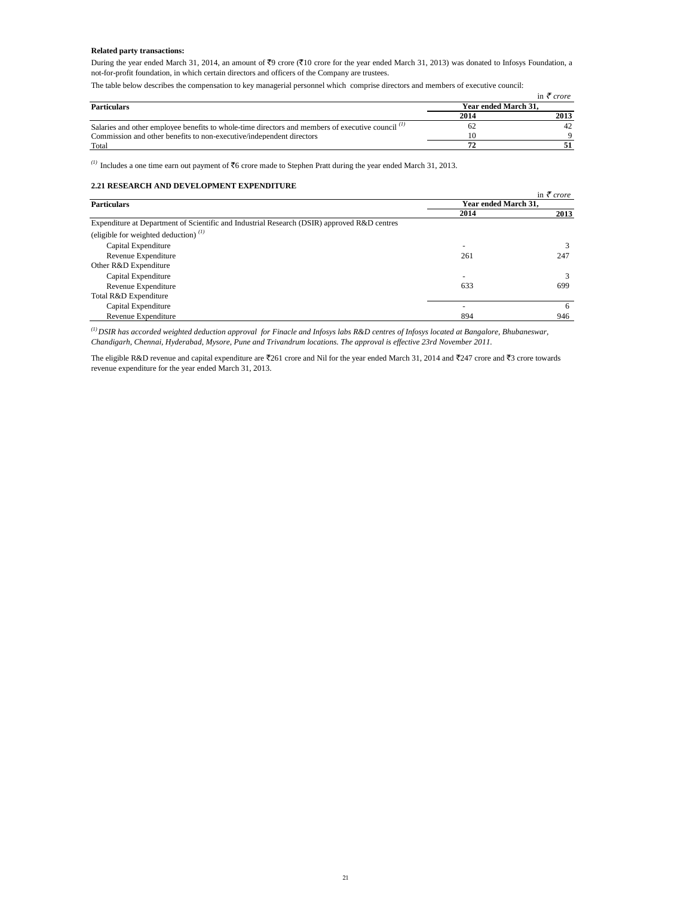**Related party transactions:**

During the year ended March 31, 2014, an amount of ₹9 crore (₹10 crore for the year ended March 31, 2013) was donated to Infosys Foundation, a not-for-profit foundation, in which certain directors and officers of the Company are trustees.

The table below describes the compensation to key managerial personnel which comprise directors and members of executive council:

in *₹ crore*

| Particulars | Year ended March 31, | |
|---|---|---|
| | **2014** | **2013** |
| Salaries and other employee benefits to whole-time directors and members of executive council [(1)] | 62 | 42 |
| Commission and other benefits to non-executive/independent directors | 10 | 9 |
| Total | **72** | **51** |

[(1)] Includes a one time earn out payment of ₹6 crore made to Stephen Pratt during the year ended March 31, 2013.

**2.21 RESEARCH AND DEVELOPMENT EXPENDITURE**

in *₹ crore*

| Particulars | Year ended March 31, | |
|---|---|---|
| | **2014** | **2013** |
| Expenditure at Department of Scientific and Industrial Research (DSIR) approved R&D centres (eligible for weighted deduction) [(1)] | | |
| Capital Expenditure | - | 3 |
| Revenue Expenditure | 261 | 247 |
| Other R&D Expenditure | | |
| Capital Expenditure | - | 3 |
| Revenue Expenditure | 633 | 699 |
| Total R&D Expenditure | | |
| Capital Expenditure | - | 6 |
| Revenue Expenditure | 894 | 946 |

*[(1)] DSIR has accorded weighted deduction approval for Finacle and Infosys labs R&D centres of Infosys located at Bangalore, Bhubaneswar, Chandigarh, Chennai, Hyderabad, Mysore, Pune and Trivandrum locations. The approval is effective 23rd November 2011.*

The eligible R&D revenue and capital expenditure are ₹261 crore and Nil for the year ended March 31, 2014 and ₹247 crore and ₹3 crore towards revenue expenditure for the year ended March 31, 2013.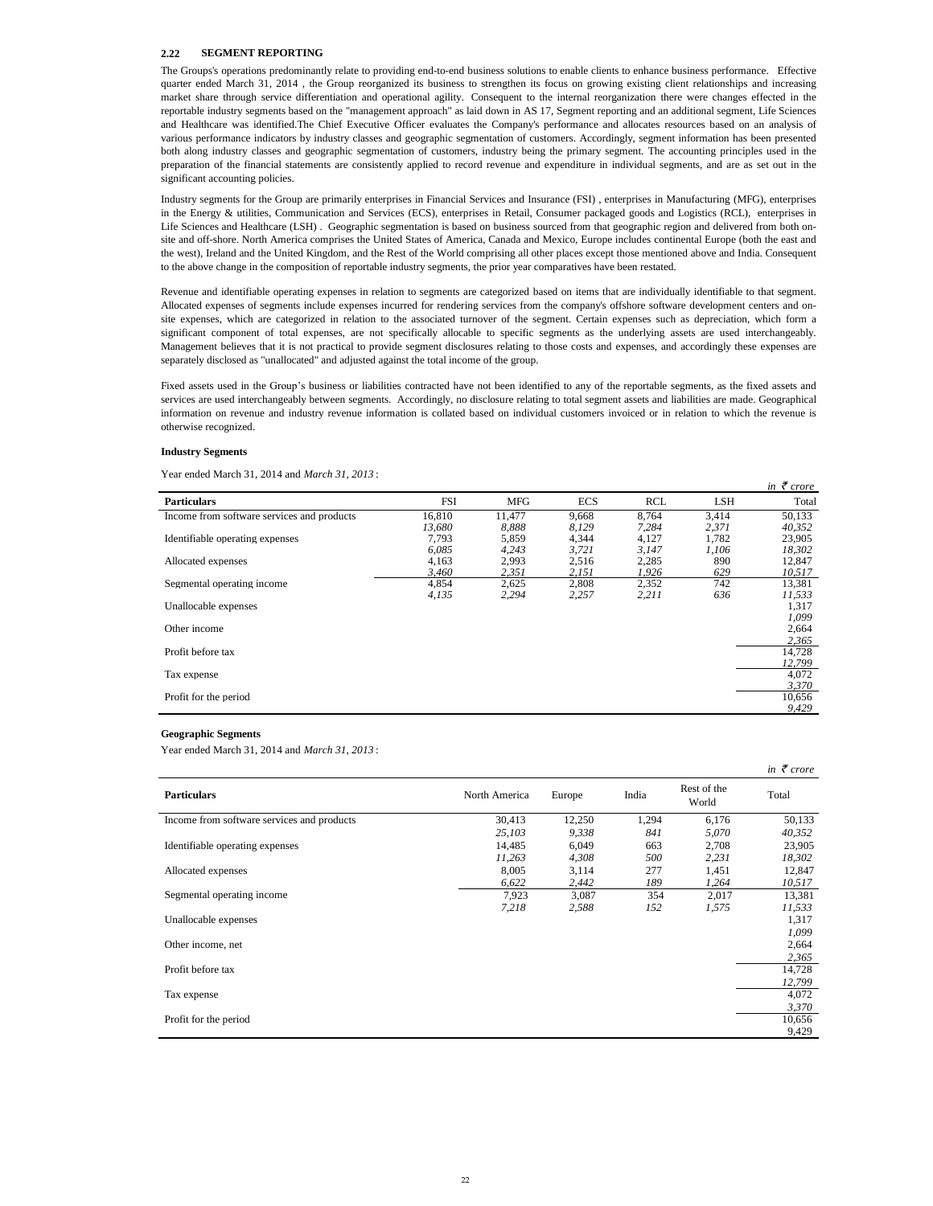## 2.22 SEGMENT REPORTING

The Groups's operations predominantly relate to providing end-to-end business solutions to enable clients to enhance business performance. Effective quarter ended March 31, 2014 , the Group reorganized its business to strengthen its focus on growing existing client relationships and increasing market share through service differentiation and operational agility. Consequent to the internal reorganization there were changes effected in the reportable industry segments based on the "management approach" as laid down in AS 17, Segment reporting and an additional segment, Life Sciences and Healthcare was identified.The Chief Executive Officer evaluates the Company's performance and allocates resources based on an analysis of various performance indicators by industry classes and geographic segmentation of customers. Accordingly, segment information has been presented both along industry classes and geographic segmentation of customers, industry being the primary segment. The accounting principles used in the preparation of the financial statements are consistently applied to record revenue and expenditure in individual segments, and are as set out in the significant accounting policies.

Industry segments for the Group are primarily enterprises in Financial Services and Insurance (FSI) , enterprises in Manufacturing (MFG), enterprises in the Energy & utilities, Communication and Services (ECS), enterprises in Retail, Consumer packaged goods and Logistics (RCL), enterprises in Life Sciences and Healthcare (LSH) . Geographic segmentation is based on business sourced from that geographic region and delivered from both on-site and off-shore. North America comprises the United States of America, Canada and Mexico, Europe includes continental Europe (both the east and the west), Ireland and the United Kingdom, and the Rest of the World comprising all other places except those mentioned above and India. Consequent to the above change in the composition of reportable industry segments, the prior year comparatives have been restated.

Revenue and identifiable operating expenses in relation to segments are categorized based on items that are individually identifiable to that segment. Allocated expenses of segments include expenses incurred for rendering services from the company's offshore software development centers and on-site expenses, which are categorized in relation to the associated turnover of the segment. Certain expenses such as depreciation, which form a significant component of total expenses, are not specifically allocable to specific segments as the underlying assets are used interchangeably. Management believes that it is not practical to provide segment disclosures relating to those costs and expenses, and accordingly these expenses are separately disclosed as "unallocated" and adjusted against the total income of the group.

Fixed assets used in the Group's business or liabilities contracted have not been identified to any of the reportable segments, as the fixed assets and services are used interchangeably between segments. Accordingly, no disclosure relating to total segment assets and liabilities are made. Geographical information on revenue and industry revenue information is collated based on individual customers invoiced or in relation to which the revenue is otherwise recognized.

**Industry Segments**

Year ended March 31, 2014 and *March 31, 2013* :

*in ₹ crore*

| Particulars | FSI | MFG | ECS | RCL | LSH | Total |
|---|---|---|---|---|---|---|
| Income from software services and products | 16,810 | 11,477 | 9,668 | 8,764 | 3,414 | 50,133 |
| | *13,680* | *8,888* | *8,129* | *7,284* | *2,371* | *40,352* |
| Identifiable operating expenses | 7,793 | 5,859 | 4,344 | 4,127 | 1,782 | 23,905 |
| | *6,085* | *4,243* | *3,721* | *3,147* | *1,106* | *18,302* |
| Allocated expenses | 4,163 | 2,993 | 2,516 | 2,285 | 890 | 12,847 |
| | *3,460* | *2,351* | *2,151* | *1,926* | *629* | *10,517* |
| Segmental operating income | 4,854 | 2,625 | 2,808 | 2,352 | 742 | 13,381 |
| | *4,135* | *2,294* | *2,257* | *2,211* | *636* | *11,533* |
| Unallocable expenses | | | | | | 1,317 |
| | | | | | | *1,099* |
| Other income | | | | | | 2,664 |
| | | | | | | *2,365* |
| Profit before tax | | | | | | 14,728 |
| | | | | | | *12,799* |
| Tax expense | | | | | | 4,072 |
| | | | | | | *3,370* |
| Profit for the period | | | | | | 10,656 |
| | | | | | | *9,429* |

**Geographic Segments**

Year ended March 31, 2014 and *March 31, 2013* :

*in ₹ crore*

| Particulars | North America | Europe | India | Rest of the World | Total |
|---|---|---|---|---|---|
| Income from software services and products | 30,413 | 12,250 | 1,294 | 6,176 | 50,133 |
| | *25,103* | *9,338* | *841* | *5,070* | *40,352* |
| Identifiable operating expenses | 14,485 | 6,049 | 663 | 2,708 | 23,905 |
| | *11,263* | *4,308* | *500* | *2,231* | *18,302* |
| Allocated expenses | 8,005 | 3,114 | 277 | 1,451 | 12,847 |
| | *6,622* | *2,442* | *189* | *1,264* | *10,517* |
| Segmental operating income | 7,923 | 3,087 | 354 | 2,017 | 13,381 |
| | *7,218* | *2,588* | *152* | *1,575* | *11,533* |
| Unallocable expenses | | | | | 1,317 |
| | | | | | *1,099* |
| Other income, net | | | | | 2,664 |
| | | | | | *2,365* |
| Profit before tax | | | | | 14,728 |
| | | | | | *12,799* |
| Tax expense | | | | | 4,072 |
| | | | | | *3,370* |
| Profit for the period | | | | | 10,656 |
| | | | | | 9,429 |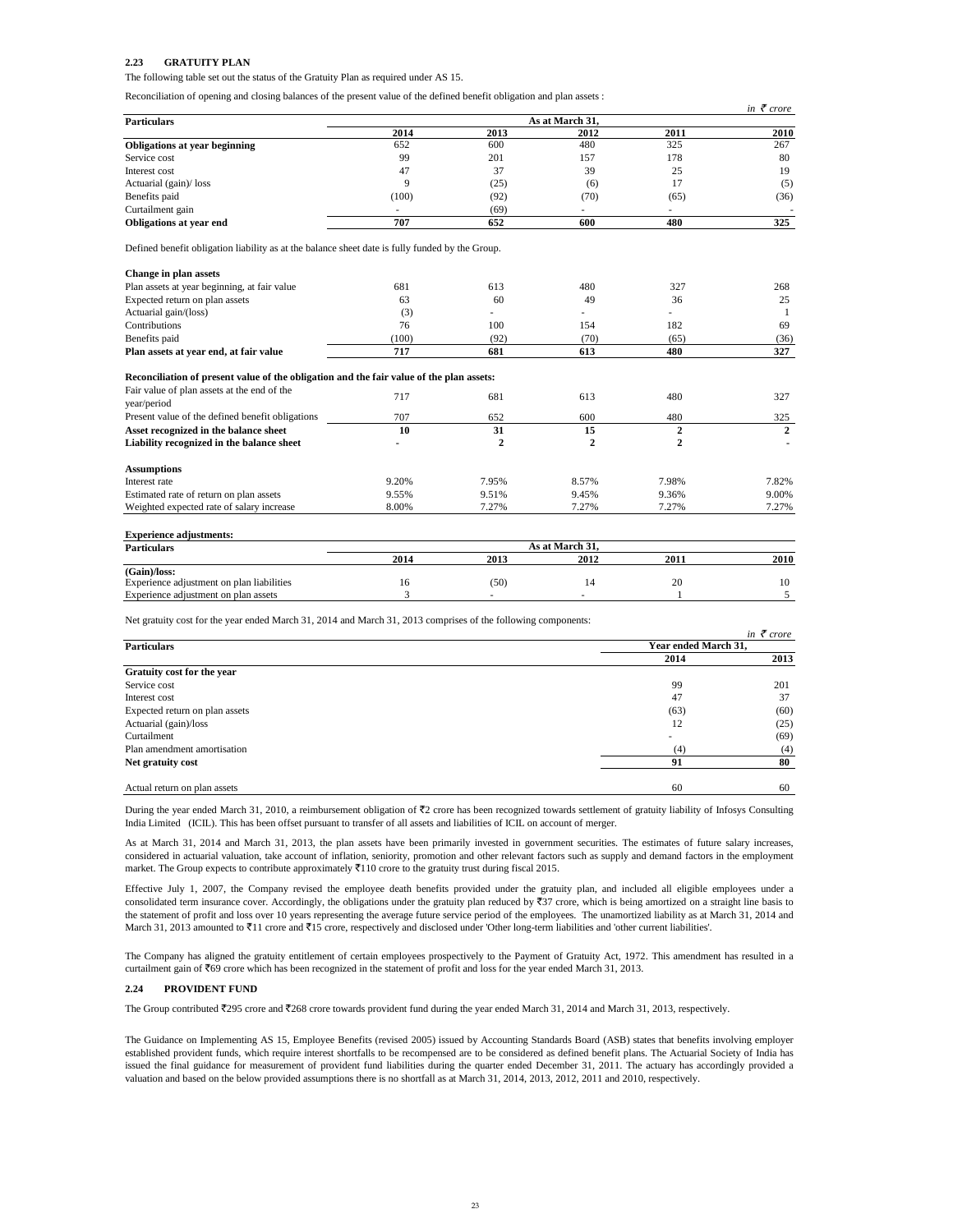### 2.23 GRATUITY PLAN

The following table set out the status of the Gratuity Plan as required under AS 15.

Reconciliation of opening and closing balances of the present value of the defined benefit obligation and plan assets :

*in ₹ crore*

| Particulars | As at March 31, | | | | |
|---|---|---|---|---|---|
| | 2014 | 2013 | 2012 | 2011 | 2010 |
| **Obligations at year beginning** | 652 | 600 | 480 | 325 | 267 |
| Service cost | 99 | 201 | 157 | 178 | 80 |
| Interest cost | 47 | 37 | 39 | 25 | 19 |
| Actuarial (gain)/ loss | 9 | (25) | (6) | 17 | (5) |
| Benefits paid | (100) | (92) | (70) | (65) | (36) |
| Curtailment gain | - | (69) | - | - | - |
| **Obligations at year end** | **707** | **652** | **600** | **480** | **325** |

Defined benefit obligation liability as at the balance sheet date is fully funded by the Group.

| **Change in plan assets** | | | | | |
|---|---|---|---|---|---|
| Plan assets at year beginning, at fair value | 681 | 613 | 480 | 327 | 268 |
| Expected return on plan assets | 63 | 60 | 49 | 36 | 25 |
| Actuarial gain/(loss) | (3) | - | - | - | 1 |
| Contributions | 76 | 100 | 154 | 182 | 69 |
| Benefits paid | (100) | (92) | (70) | (65) | (36) |
| **Plan assets at year end, at fair value** | **717** | **681** | **613** | **480** | **327** |

| **Reconciliation of present value of the obligation and the fair value of the plan assets:** | | | | | |
|---|---|---|---|---|---|
| Fair value of plan assets at the end of the year/period | 717 | 681 | 613 | 480 | 327 |
| Present value of the defined benefit obligations | 707 | 652 | 600 | 480 | 325 |
| **Asset recognized in the balance sheet** | **10** | **31** | **15** | **2** | **2** |
| **Liability recognized in the balance sheet** | **-** | **2** | **2** | **2** | **-** |

| **Assumptions** | | | | | |
|---|---|---|---|---|---|
| Interest rate | 9.20% | 7.95% | 8.57% | 7.98% | 7.82% |
| Estimated rate of return on plan assets | 9.55% | 9.51% | 9.45% | 9.36% | 9.00% |
| Weighted expected rate of salary increase | 8.00% | 7.27% | 7.27% | 7.27% | 7.27% |

**Experience adjustments:**

| Particulars | As at March 31, | | | | |
|---|---|---|---|---|---|
| | 2014 | 2013 | 2012 | 2011 | 2010 |
| **(Gain)/loss:** | | | | | |
| Experience adjustment on plan liabilities | 16 | (50) | 14 | 20 | 10 |
| Experience adjustment on plan assets | 3 | - | - | 1 | 5 |

Net gratuity cost for the year ended March 31, 2014 and March 31, 2013 comprises of the following components:

*in ₹ crore*

| Particulars | Year ended March 31, | |
|---|---|---|
| | 2014 | 2013 |
| **Gratuity cost for the year** | | |
| Service cost | 99 | 201 |
| Interest cost | 47 | 37 |
| Expected return on plan assets | (63) | (60) |
| Actuarial (gain)/loss | 12 | (25) |
| Curtailment | - | (69) |
| Plan amendment amortisation | (4) | (4) |
| **Net gratuity cost** | **91** | **80** |
| Actual return on plan assets | 60 | 60 |

During the year ended March 31, 2010, a reimbursement obligation of ₹2 crore has been recognized towards settlement of gratuity liability of Infosys Consulting India Limited (ICIL). This has been offset pursuant to transfer of all assets and liabilities of ICIL on account of merger.

As at March 31, 2014 and March 31, 2013, the plan assets have been primarily invested in government securities. The estimates of future salary increases, considered in actuarial valuation, take account of inflation, seniority, promotion and other relevant factors such as supply and demand factors in the employment market. The Group expects to contribute approximately ₹110 crore to the gratuity trust during fiscal 2015.

Effective July 1, 2007, the Company revised the employee death benefits provided under the gratuity plan, and included all eligible employees under a consolidated term insurance cover. Accordingly, the obligations under the gratuity plan reduced by ₹37 crore, which is being amortized on a straight line basis to the statement of profit and loss over 10 years representing the average future service period of the employees. The unamortized liability as at March 31, 2014 and March 31, 2013 amounted to ₹11 crore and ₹15 crore, respectively and disclosed under 'Other long-term liabilities and 'other current liabilities'.

The Company has aligned the gratuity entitlement of certain employees prospectively to the Payment of Gratuity Act, 1972. This amendment has resulted in a curtailment gain of ₹69 crore which has been recognized in the statement of profit and loss for the year ended March 31, 2013.

### 2.24 PROVIDENT FUND

The Group contributed ₹295 crore and ₹268 crore towards provident fund during the year ended March 31, 2014 and March 31, 2013, respectively.

The Guidance on Implementing AS 15, Employee Benefits (revised 2005) issued by Accounting Standards Board (ASB) states that benefits involving employer established provident funds, which require interest shortfalls to be recompensed are to be considered as defined benefit plans. The Actuarial Society of India has issued the final guidance for measurement of provident fund liabilities during the quarter ended December 31, 2011. The actuary has accordingly provided a valuation and based on the below provided assumptions there is no shortfall as at March 31, 2014, 2013, 2012, 2011 and 2010, respectively.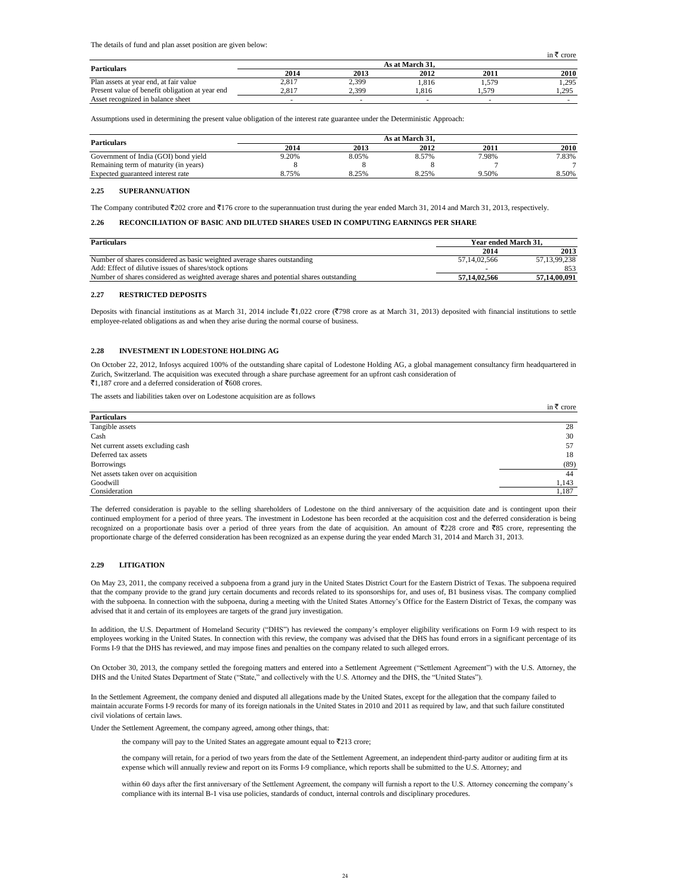The details of fund and plan asset position are given below:

in ₹ crore

| Particulars | As at March 31, | | | | |
|---|---|---|---|---|---|
| | 2014 | 2013 | 2012 | 2011 | 2010 |
| Plan assets at year end, at fair value | 2,817 | 2,399 | 1,816 | 1,579 | 1,295 |
| Present value of benefit obligation at year end | 2,817 | 2,399 | 1,816 | 1,579 | 1,295 |
| Asset recognized in balance sheet | - | - | - | - | - |

Assumptions used in determining the present value obligation of the interest rate guarantee under the Deterministic Approach:

| Particulars | As at March 31, | | | | |
|---|---|---|---|---|---|
| | 2014 | 2013 | 2012 | 2011 | 2010 |
| Government of India (GOI) bond yield | 9.20% | 8.05% | 8.57% | 7.98% | 7.83% |
| Remaining term of maturity (in years) | 8 | 8 | 8 | 7 | 7 |
| Expected guaranteed interest rate | 8.75% | 8.25% | 8.25% | 9.50% | 8.50% |

### 2.25 SUPERANNUATION

The Company contributed ₹202 crore and ₹176 crore to the superannuation trust during the year ended March 31, 2014 and March 31, 2013, respectively.

### 2.26 RECONCILIATION OF BASIC AND DILUTED SHARES USED IN COMPUTING EARNINGS PER SHARE

| Particulars | Year ended March 31, | |
|---|---|---|
| | 2014 | 2013 |
| Number of shares considered as basic weighted average shares outstanding | 57,14,02,566 | 57,13,99,238 |
| Add: Effect of dilutive issues of shares/stock options | - | 853 |
| Number of shares considered as weighted average shares and potential shares outstanding | **57,14,02,566** | **57,14,00,091** |

### 2.27 RESTRICTED DEPOSITS

Deposits with financial institutions as at March 31, 2014 include ₹1,022 crore (₹798 crore as at March 31, 2013) deposited with financial institutions to settle employee-related obligations as and when they arise during the normal course of business.

### 2.28 INVESTMENT IN LODESTONE HOLDING AG

On October 22, 2012, Infosys acquired 100% of the outstanding share capital of Lodestone Holding AG, a global management consultancy firm headquartered in Zurich, Switzerland. The acquisition was executed through a share purchase agreement for an upfront cash consideration of ₹1,187 crore and a deferred consideration of ₹608 crores.

The assets and liabilities taken over on Lodestone acquisition are as follows

in ₹ crore

| Particulars | |
|---|---|
| Tangible assets | 28 |
| Cash | 30 |
| Net current assets excluding cash | 57 |
| Deferred tax assets | 18 |
| Borrowings | (89) |
| Net assets taken over on acquisition | 44 |
| Goodwill | 1,143 |
| Consideration | 1,187 |

The deferred consideration is payable to the selling shareholders of Lodestone on the third anniversary of the acquisition date and is contingent upon their continued employment for a period of three years. The investment in Lodestone has been recorded at the acquisition cost and the deferred consideration is being recognized on a proportionate basis over a period of three years from the date of acquisition. An amount of ₹228 crore and ₹85 crore, representing the proportionate charge of the deferred consideration has been recognized as an expense during the year ended March 31, 2014 and March 31, 2013.

### 2.29 LITIGATION

On May 23, 2011, the company received a subpoena from a grand jury in the United States District Court for the Eastern District of Texas. The subpoena required that the company provide to the grand jury certain documents and records related to its sponsorships for, and uses of, B1 business visas. The company complied with the subpoena. In connection with the subpoena, during a meeting with the United States Attorney's Office for the Eastern District of Texas, the company was advised that it and certain of its employees are targets of the grand jury investigation.

In addition, the U.S. Department of Homeland Security ("DHS") has reviewed the company's employer eligibility verifications on Form I-9 with respect to its employees working in the United States. In connection with this review, the company was advised that the DHS has found errors in a significant percentage of its Forms I-9 that the DHS has reviewed, and may impose fines and penalties on the company related to such alleged errors.

On October 30, 2013, the company settled the foregoing matters and entered into a Settlement Agreement ("Settlement Agreement") with the U.S. Attorney, the DHS and the United States Department of State ("State," and collectively with the U.S. Attorney and the DHS, the "United States").

In the Settlement Agreement, the company denied and disputed all allegations made by the United States, except for the allegation that the company failed to maintain accurate Forms I-9 records for many of its foreign nationals in the United States in 2010 and 2011 as required by law, and that such failure constituted civil violations of certain laws.

Under the Settlement Agreement, the company agreed, among other things, that:

the company will pay to the United States an aggregate amount equal to ₹213 crore;

the company will retain, for a period of two years from the date of the Settlement Agreement, an independent third-party auditor or auditing firm at its expense which will annually review and report on its Forms I-9 compliance, which reports shall be submitted to the U.S. Attorney; and

within 60 days after the first anniversary of the Settlement Agreement, the company will furnish a report to the U.S. Attorney concerning the company's compliance with its internal B-1 visa use policies, standards of conduct, internal controls and disciplinary procedures.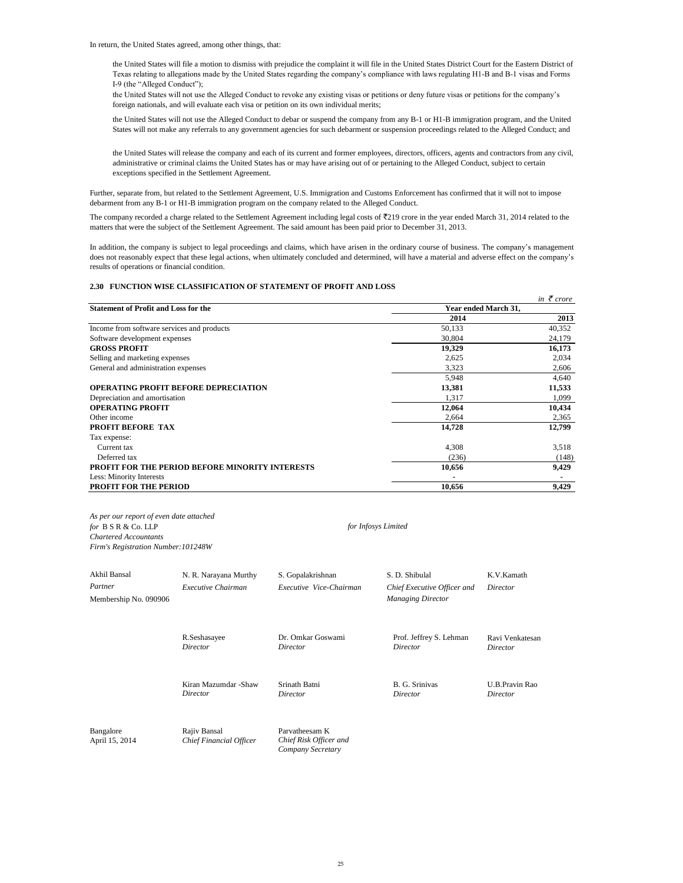In return, the United States agreed, among other things, that:

- the United States will file a motion to dismiss with prejudice the complaint it will file in the United States District Court for the Eastern District of Texas relating to allegations made by the United States regarding the company's compliance with laws regulating H1-B and B-1 visas and Forms I-9 (the "Alleged Conduct");
- the United States will not use the Alleged Conduct to revoke any existing visas or petitions or deny future visas or petitions for the company's foreign nationals, and will evaluate each visa or petition on its own individual merits;
- the United States will not use the Alleged Conduct to debar or suspend the company from any B-1 or H1-B immigration program, and the United States will not make any referrals to any government agencies for such debarment or suspension proceedings related to the Alleged Conduct; and
- the United States will release the company and each of its current and former employees, directors, officers, agents and contractors from any civil, administrative or criminal claims the United States has or may have arising out of or pertaining to the Alleged Conduct, subject to certain exceptions specified in the Settlement Agreement.

Further, separate from, but related to the Settlement Agreement, U.S. Immigration and Customs Enforcement has confirmed that it will not to impose debarment from any B-1 or H1-B immigration program on the company related to the Alleged Conduct.

The company recorded a charge related to the Settlement Agreement including legal costs of ₹219 crore in the year ended March 31, 2014 related to the matters that were the subject of the Settlement Agreement. The said amount has been paid prior to December 31, 2013.

In addition, the company is subject to legal proceedings and claims, which have arisen in the ordinary course of business. The company's management does not reasonably expect that these legal actions, when ultimately concluded and determined, will have a material and adverse effect on the company's results of operations or financial condition.

### 2.30 FUNCTION WISE CLASSIFICATION OF STATEMENT OF PROFIT AND LOSS

*in ₹ crore*

| Statement of Profit and Loss for the | Year ended March 31, | |
|---|---|---|
| | **2014** | **2013** |
| Income from software services and products | 50,133 | 40,352 |
| Software development expenses | 30,804 | 24,179 |
| **GROSS PROFIT** | **19,329** | **16,173** |
| Selling and marketing expenses | 2,625 | 2,034 |
| General and administration expenses | 3,323 | 2,606 |
| | 5,948 | 4,640 |
| **OPERATING PROFIT BEFORE DEPRECIATION** | **13,381** | **11,533** |
| Depreciation and amortisation | 1,317 | 1,099 |
| **OPERATING PROFIT** | **12,064** | **10,434** |
| Other income | 2,664 | 2,365 |
| **PROFIT BEFORE TAX** | **14,728** | **12,799** |
| Tax expense: | | |
| Current tax | 4,308 | 3,518 |
| Deferred tax | (236) | (148) |
| **PROFIT FOR THE PERIOD BEFORE MINORITY INTERESTS** | **10,656** | **9,429** |
| Less: Minority Interests | - | - |
| **PROFIT FOR THE PERIOD** | **10,656** | **9,429** |

*As per our report of even date attached*
*for* B S R & Co. LLP
*Chartered Accountants*
*Firm's Registration Number:101248W*

*for Infosys Limited*

Akhil Bansal
*Partner*
Membership No. 090906

N. R. Narayana Murthy
*Executive Chairman*

S. Gopalakrishnan
*Executive Vice-Chairman*

S. D. Shibulal
*Chief Executive Officer and Managing Director*

K.V.Kamath
*Director*

R.Seshasayee
*Director*

Dr. Omkar Goswami
*Director*

Prof. Jeffrey S. Lehman
*Director*

Ravi Venkatesan
*Director*

Kiran Mazumdar -Shaw
*Director*

Srinath Batni
*Director*

B. G. Srinivas
*Director*

U.B.Pravin Rao
*Director*

Bangalore
April 15, 2014

Rajiv Bansal
*Chief Financial Officer*

Parvatheesam K
*Chief Risk Officer and Company Secretary*